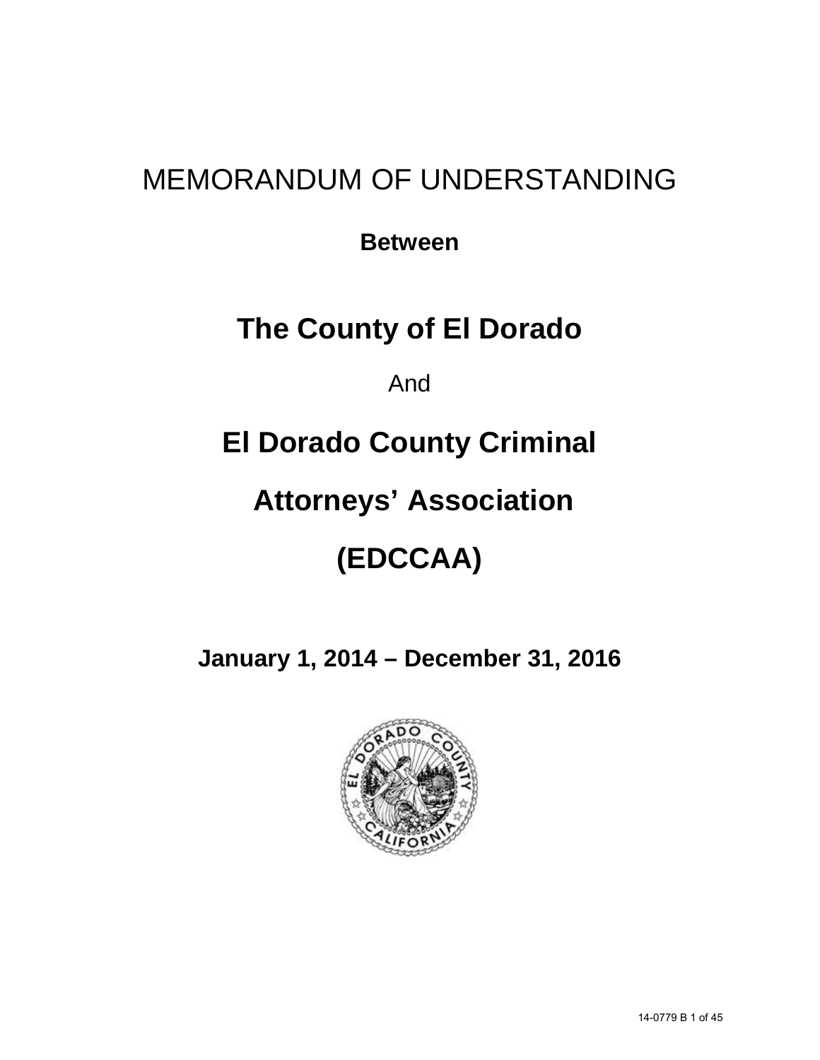# MEMORANDUM OF UNDERSTANDING

**Between**

# The County of El Dorado

And

# El Dorado County Criminal Attorneys' Association (EDCCAA)

**January 1, 2014 – December 31, 2016**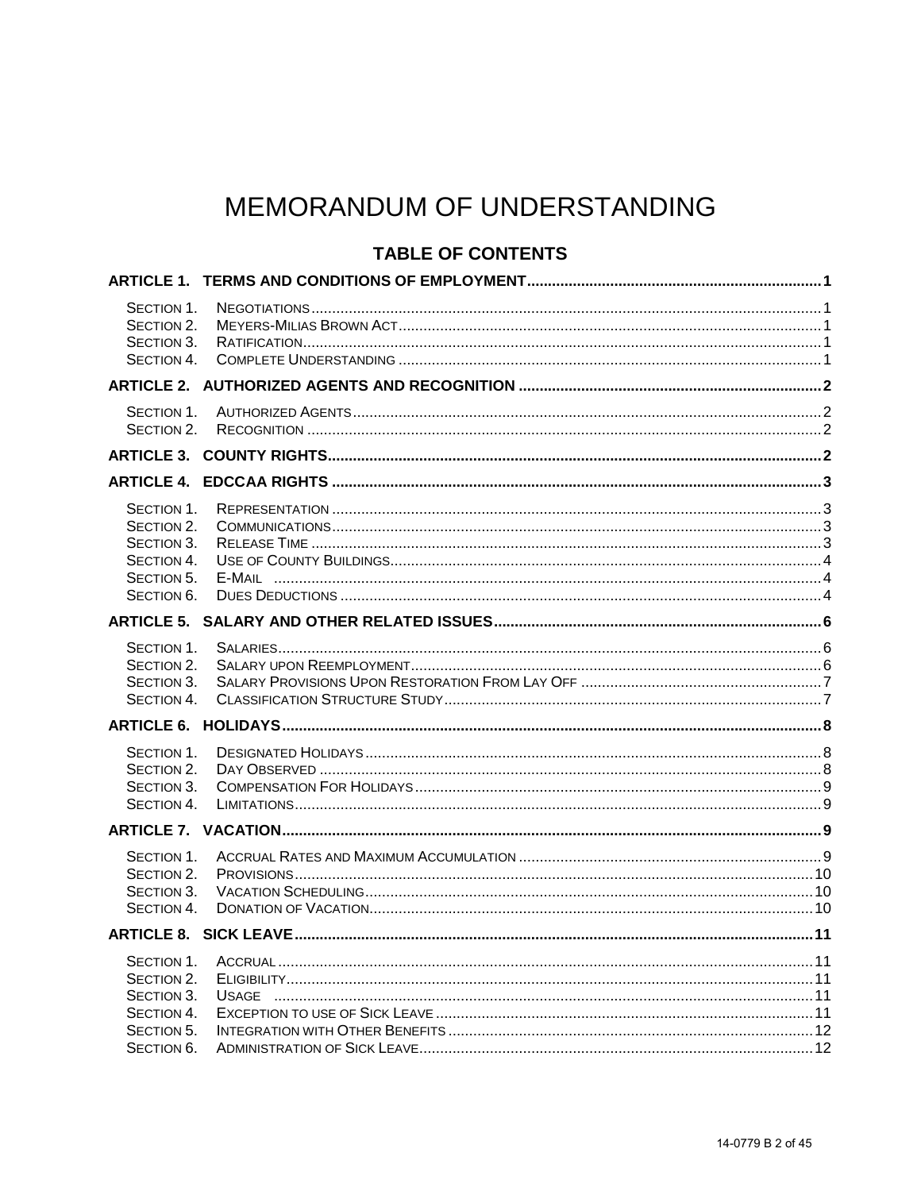# MEMORANDUM OF UNDERSTANDING

## TABLE OF CONTENTS

**ARTICLE 1. TERMS AND CONDITIONS OF EMPLOYMENT** ..... 1

- Section 1. Negotiations ..... 1
- Section 2. Meyers-Milias Brown Act ..... 1
- Section 3. Ratification ..... 1
- Section 4. Complete Understanding ..... 1

**ARTICLE 2. AUTHORIZED AGENTS AND RECOGNITION** ..... 2

- Section 1. Authorized Agents ..... 2
- Section 2. Recognition ..... 2

**ARTICLE 3. COUNTY RIGHTS** ..... 2

**ARTICLE 4. EDCCAA RIGHTS** ..... 3

- Section 1. Representation ..... 3
- Section 2. Communications ..... 3
- Section 3. Release Time ..... 3
- Section 4. Use of County Buildings ..... 4
- Section 5. E-Mail ..... 4
- Section 6. Dues Deductions ..... 4

**ARTICLE 5. SALARY AND OTHER RELATED ISSUES** ..... 6

- Section 1. Salaries ..... 6
- Section 2. Salary upon Reemployment ..... 6
- Section 3. Salary Provisions Upon Restoration From Lay Off ..... 7
- Section 4. Classification Structure Study ..... 7

**ARTICLE 6. HOLIDAYS** ..... 8

- Section 1. Designated Holidays ..... 8
- Section 2. Day Observed ..... 8
- Section 3. Compensation For Holidays ..... 9
- Section 4. Limitations ..... 9

**ARTICLE 7. VACATION** ..... 9

- Section 1. Accrual Rates and Maximum Accumulation ..... 9
- Section 2. Provisions ..... 10
- Section 3. Vacation Scheduling ..... 10
- Section 4. Donation of Vacation ..... 10

**ARTICLE 8. SICK LEAVE** ..... 11

- Section 1. Accrual ..... 11
- Section 2. Eligibility ..... 11
- Section 3. Usage ..... 11
- Section 4. Exception to use of Sick Leave ..... 11
- Section 5. Integration with Other Benefits ..... 12
- Section 6. Administration of Sick Leave ..... 12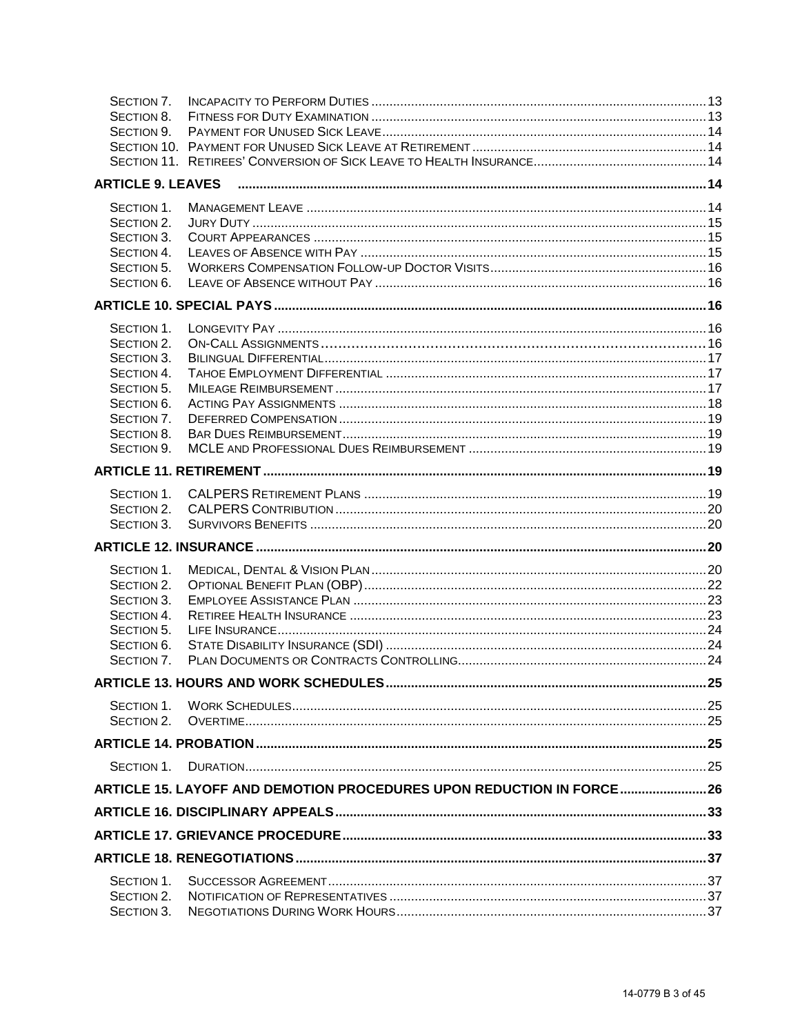SECTION 7. INCAPACITY TO PERFORM DUTIES ..... 13
SECTION 8. FITNESS FOR DUTY EXAMINATION ..... 13
SECTION 9. PAYMENT FOR UNUSED SICK LEAVE ..... 14
SECTION 10. PAYMENT FOR UNUSED SICK LEAVE AT RETIREMENT ..... 14
SECTION 11. RETIREES' CONVERSION OF SICK LEAVE TO HEALTH INSURANCE ..... 14

**ARTICLE 9. LEAVES ..... 14**

SECTION 1. MANAGEMENT LEAVE ..... 14
SECTION 2. JURY DUTY ..... 15
SECTION 3. COURT APPEARANCES ..... 15
SECTION 4. LEAVES OF ABSENCE WITH PAY ..... 15
SECTION 5. WORKERS COMPENSATION FOLLOW-UP DOCTOR VISITS ..... 16
SECTION 6. LEAVE OF ABSENCE WITHOUT PAY ..... 16

**ARTICLE 10. SPECIAL PAYS ..... 16**

SECTION 1. LONGEVITY PAY ..... 16
SECTION 2. ON-CALL ASSIGNMENTS ..... 16
SECTION 3. BILINGUAL DIFFERENTIAL ..... 17
SECTION 4. TAHOE EMPLOYMENT DIFFERENTIAL ..... 17
SECTION 5. MILEAGE REIMBURSEMENT ..... 17
SECTION 6. ACTING PAY ASSIGNMENTS ..... 18
SECTION 7. DEFERRED COMPENSATION ..... 19
SECTION 8. BAR DUES REIMBURSEMENT ..... 19
SECTION 9. MCLE AND PROFESSIONAL DUES REIMBURSEMENT ..... 19

**ARTICLE 11. RETIREMENT ..... 19**

SECTION 1. CALPERS RETIREMENT PLANS ..... 19
SECTION 2. CALPERS CONTRIBUTION ..... 20
SECTION 3. SURVIVORS BENEFITS ..... 20

**ARTICLE 12. INSURANCE ..... 20**

SECTION 1. MEDICAL, DENTAL & VISION PLAN ..... 20
SECTION 2. OPTIONAL BENEFIT PLAN (OBP) ..... 22
SECTION 3. EMPLOYEE ASSISTANCE PLAN ..... 23
SECTION 4. RETIREE HEALTH INSURANCE ..... 23
SECTION 5. LIFE INSURANCE ..... 24
SECTION 6. STATE DISABILITY INSURANCE (SDI) ..... 24
SECTION 7. PLAN DOCUMENTS OR CONTRACTS CONTROLLING ..... 24

**ARTICLE 13. HOURS AND WORK SCHEDULES ..... 25**

SECTION 1. WORK SCHEDULES ..... 25
SECTION 2. OVERTIME ..... 25

**ARTICLE 14. PROBATION ..... 25**

SECTION 1. DURATION ..... 25

**ARTICLE 15. LAYOFF AND DEMOTION PROCEDURES UPON REDUCTION IN FORCE ..... 26**

**ARTICLE 16. DISCIPLINARY APPEALS ..... 33**

**ARTICLE 17. GRIEVANCE PROCEDURE ..... 33**

**ARTICLE 18. RENEGOTIATIONS ..... 37**

SECTION 1. SUCCESSOR AGREEMENT ..... 37
SECTION 2. NOTIFICATION OF REPRESENTATIVES ..... 37
SECTION 3. NEGOTIATIONS DURING WORK HOURS ..... 37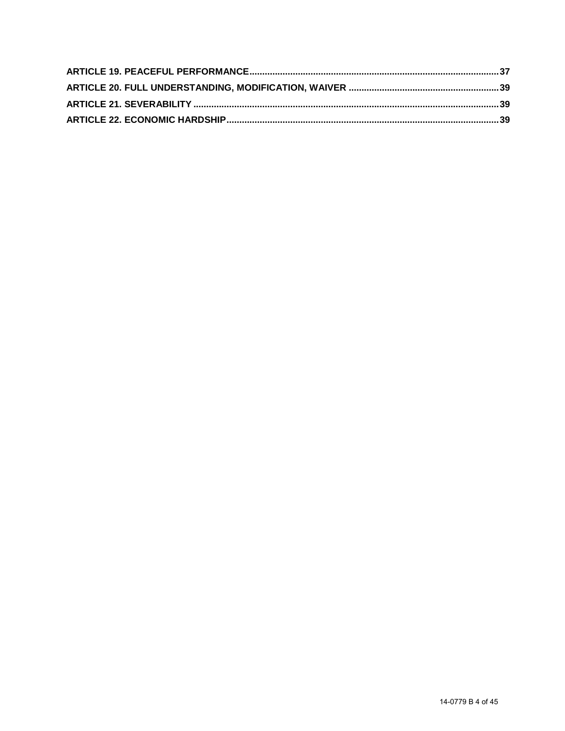**ARTICLE 19. PEACEFUL PERFORMANCE** .................................................................................................. 37

**ARTICLE 20. FULL UNDERSTANDING, MODIFICATION, WAIVER** .......................................................... 39

**ARTICLE 21. SEVERABILITY** ...................................................................................................................... 39

**ARTICLE 22. ECONOMIC HARDSHIP** ......................................................................................................... 39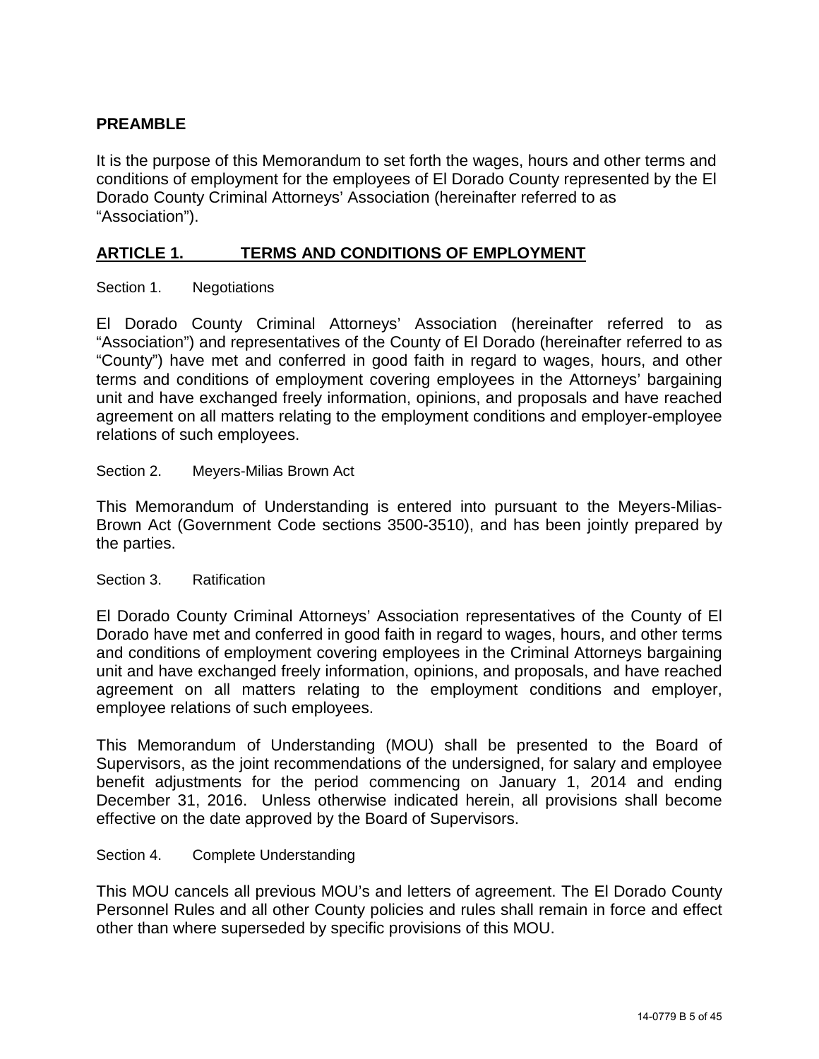## PREAMBLE

It is the purpose of this Memorandum to set forth the wages, hours and other terms and conditions of employment for the employees of El Dorado County represented by the El Dorado County Criminal Attorneys' Association (hereinafter referred to as "Association").

## ARTICLE 1. TERMS AND CONDITIONS OF EMPLOYMENT

### Section 1. Negotiations

El Dorado County Criminal Attorneys' Association (hereinafter referred to as "Association") and representatives of the County of El Dorado (hereinafter referred to as "County") have met and conferred in good faith in regard to wages, hours, and other terms and conditions of employment covering employees in the Attorneys' bargaining unit and have exchanged freely information, opinions, and proposals and have reached agreement on all matters relating to the employment conditions and employer-employee relations of such employees.

### Section 2. Meyers-Milias Brown Act

This Memorandum of Understanding is entered into pursuant to the Meyers-Milias-Brown Act (Government Code sections 3500-3510), and has been jointly prepared by the parties.

### Section 3. Ratification

El Dorado County Criminal Attorneys' Association representatives of the County of El Dorado have met and conferred in good faith in regard to wages, hours, and other terms and conditions of employment covering employees in the Criminal Attorneys bargaining unit and have exchanged freely information, opinions, and proposals, and have reached agreement on all matters relating to the employment conditions and employer, employee relations of such employees.

This Memorandum of Understanding (MOU) shall be presented to the Board of Supervisors, as the joint recommendations of the undersigned, for salary and employee benefit adjustments for the period commencing on January 1, 2014 and ending December 31, 2016. Unless otherwise indicated herein, all provisions shall become effective on the date approved by the Board of Supervisors.

### Section 4. Complete Understanding

This MOU cancels all previous MOU's and letters of agreement. The El Dorado County Personnel Rules and all other County policies and rules shall remain in force and effect other than where superseded by specific provisions of this MOU.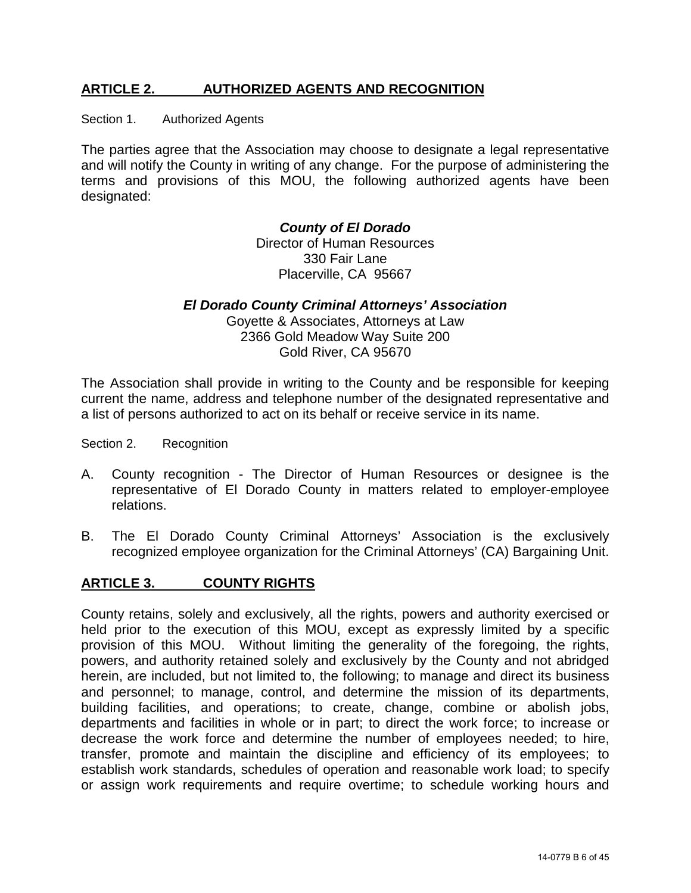## ARTICLE 2. AUTHORIZED AGENTS AND RECOGNITION

Section 1. Authorized Agents

The parties agree that the Association may choose to designate a legal representative and will notify the County in writing of any change. For the purpose of administering the terms and provisions of this MOU, the following authorized agents have been designated:

***County of El Dorado***
Director of Human Resources
330 Fair Lane
Placerville, CA 95667

***El Dorado County Criminal Attorneys' Association***
Goyette & Associates, Attorneys at Law
2366 Gold Meadow Way Suite 200
Gold River, CA 95670

The Association shall provide in writing to the County and be responsible for keeping current the name, address and telephone number of the designated representative and a list of persons authorized to act on its behalf or receive service in its name.

Section 2. Recognition

A. County recognition - The Director of Human Resources or designee is the representative of El Dorado County in matters related to employer-employee relations.

B. The El Dorado County Criminal Attorneys' Association is the exclusively recognized employee organization for the Criminal Attorneys' (CA) Bargaining Unit.

## ARTICLE 3. COUNTY RIGHTS

County retains, solely and exclusively, all the rights, powers and authority exercised or held prior to the execution of this MOU, except as expressly limited by a specific provision of this MOU. Without limiting the generality of the foregoing, the rights, powers, and authority retained solely and exclusively by the County and not abridged herein, are included, but not limited to, the following; to manage and direct its business and personnel; to manage, control, and determine the mission of its departments, building facilities, and operations; to create, change, combine or abolish jobs, departments and facilities in whole or in part; to direct the work force; to increase or decrease the work force and determine the number of employees needed; to hire, transfer, promote and maintain the discipline and efficiency of its employees; to establish work standards, schedules of operation and reasonable work load; to specify or assign work requirements and require overtime; to schedule working hours and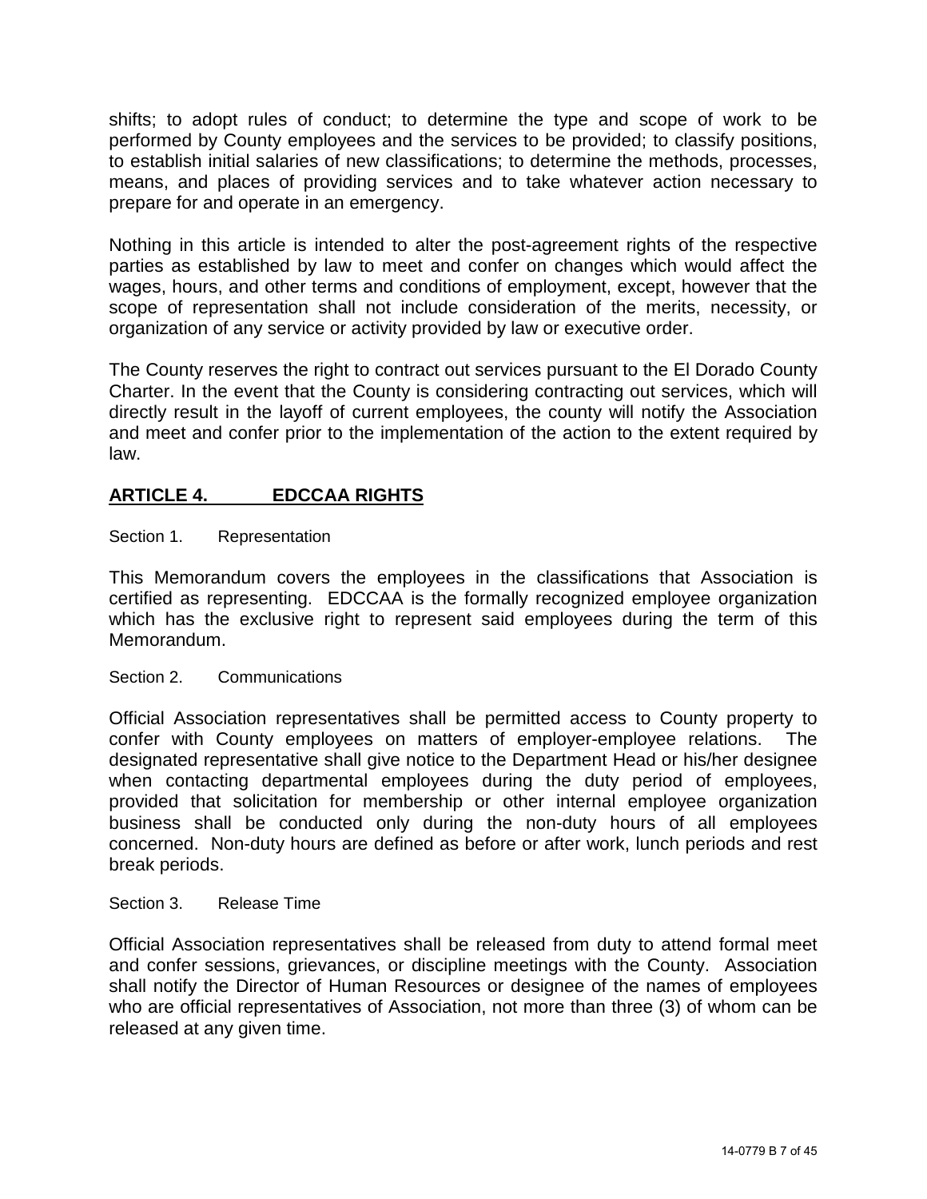shifts; to adopt rules of conduct; to determine the type and scope of work to be performed by County employees and the services to be provided; to classify positions, to establish initial salaries of new classifications; to determine the methods, processes, means, and places of providing services and to take whatever action necessary to prepare for and operate in an emergency.

Nothing in this article is intended to alter the post-agreement rights of the respective parties as established by law to meet and confer on changes which would affect the wages, hours, and other terms and conditions of employment, except, however that the scope of representation shall not include consideration of the merits, necessity, or organization of any service or activity provided by law or executive order.

The County reserves the right to contract out services pursuant to the El Dorado County Charter. In the event that the County is considering contracting out services, which will directly result in the layoff of current employees, the county will notify the Association and meet and confer prior to the implementation of the action to the extent required by law.

## ARTICLE 4. EDCCAA RIGHTS

Section 1. Representation

This Memorandum covers the employees in the classifications that Association is certified as representing. EDCCAA is the formally recognized employee organization which has the exclusive right to represent said employees during the term of this Memorandum.

Section 2. Communications

Official Association representatives shall be permitted access to County property to confer with County employees on matters of employer-employee relations. The designated representative shall give notice to the Department Head or his/her designee when contacting departmental employees during the duty period of employees, provided that solicitation for membership or other internal employee organization business shall be conducted only during the non-duty hours of all employees concerned. Non-duty hours are defined as before or after work, lunch periods and rest break periods.

Section 3. Release Time

Official Association representatives shall be released from duty to attend formal meet and confer sessions, grievances, or discipline meetings with the County. Association shall notify the Director of Human Resources or designee of the names of employees who are official representatives of Association, not more than three (3) of whom can be released at any given time.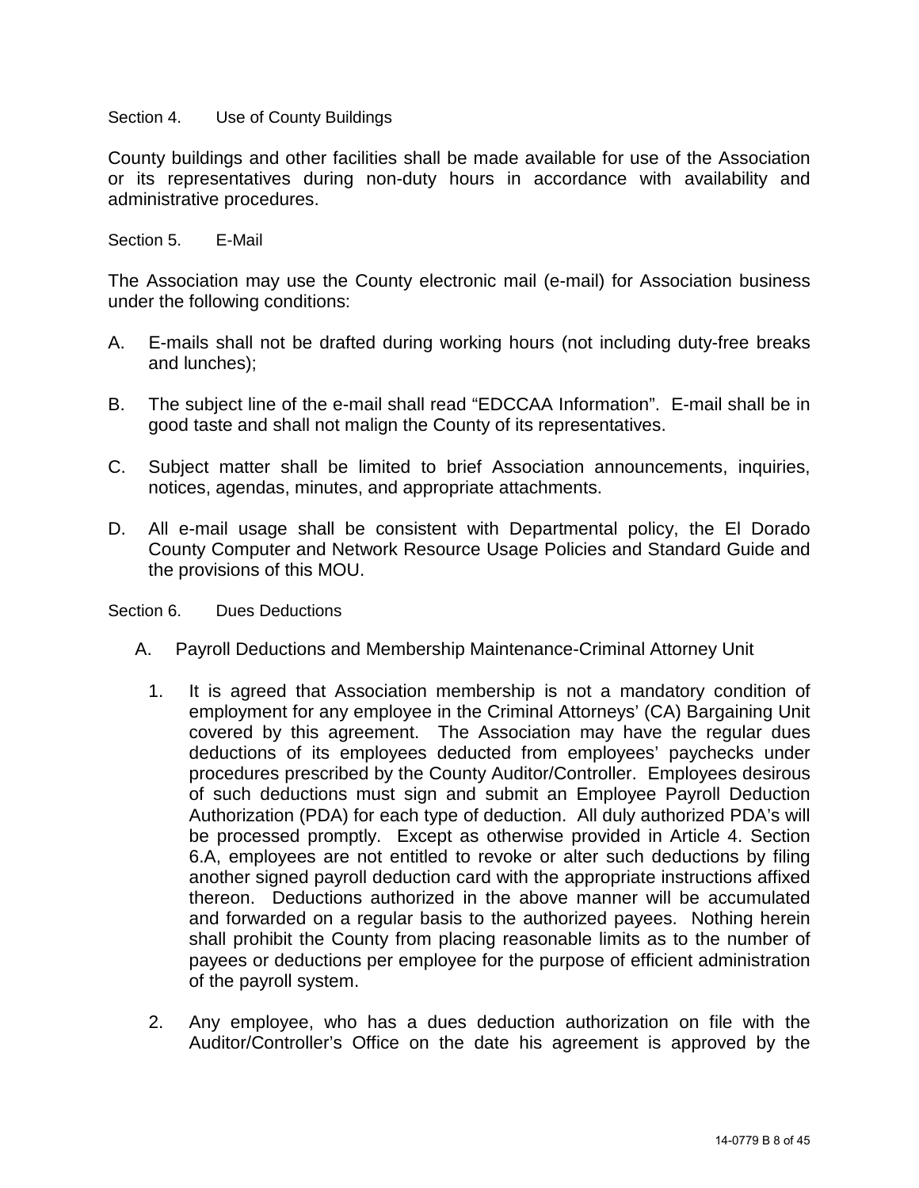Section 4. Use of County Buildings

County buildings and other facilities shall be made available for use of the Association or its representatives during non-duty hours in accordance with availability and administrative procedures.

Section 5. E-Mail

The Association may use the County electronic mail (e-mail) for Association business under the following conditions:

A. E-mails shall not be drafted during working hours (not including duty-free breaks and lunches);

B. The subject line of the e-mail shall read "EDCCAA Information". E-mail shall be in good taste and shall not malign the County of its representatives.

C. Subject matter shall be limited to brief Association announcements, inquiries, notices, agendas, minutes, and appropriate attachments.

D. All e-mail usage shall be consistent with Departmental policy, the El Dorado County Computer and Network Resource Usage Policies and Standard Guide and the provisions of this MOU.

Section 6. Dues Deductions

A. Payroll Deductions and Membership Maintenance-Criminal Attorney Unit

1. It is agreed that Association membership is not a mandatory condition of employment for any employee in the Criminal Attorneys' (CA) Bargaining Unit covered by this agreement. The Association may have the regular dues deductions of its employees deducted from employees' paychecks under procedures prescribed by the County Auditor/Controller. Employees desirous of such deductions must sign and submit an Employee Payroll Deduction Authorization (PDA) for each type of deduction. All duly authorized PDA's will be processed promptly. Except as otherwise provided in Article 4. Section 6.A, employees are not entitled to revoke or alter such deductions by filing another signed payroll deduction card with the appropriate instructions affixed thereon. Deductions authorized in the above manner will be accumulated and forwarded on a regular basis to the authorized payees. Nothing herein shall prohibit the County from placing reasonable limits as to the number of payees or deductions per employee for the purpose of efficient administration of the payroll system.

2. Any employee, who has a dues deduction authorization on file with the Auditor/Controller's Office on the date his agreement is approved by the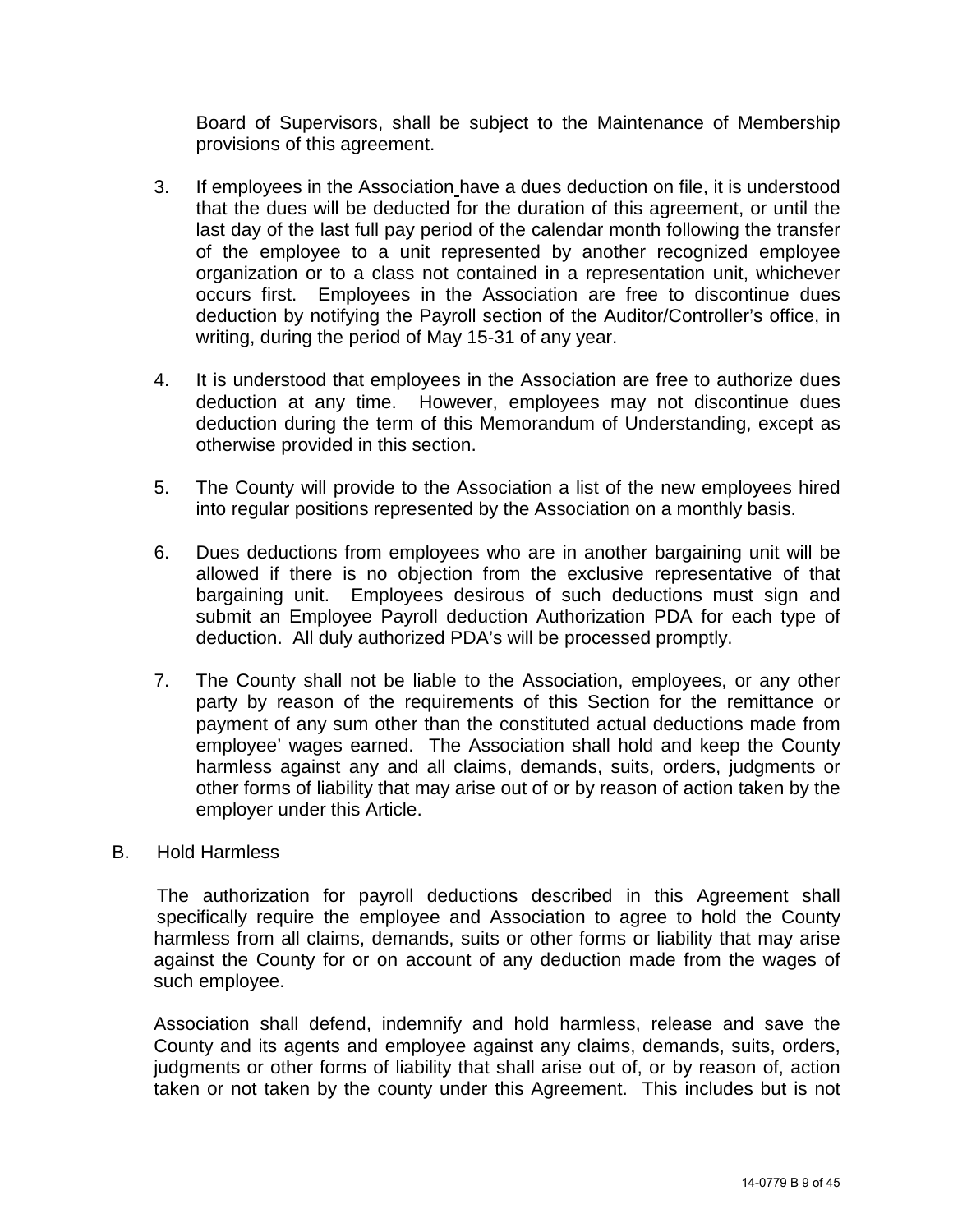Board of Supervisors, shall be subject to the Maintenance of Membership provisions of this agreement.

3. If employees in the Association have a dues deduction on file, it is understood that the dues will be deducted for the duration of this agreement, or until the last day of the last full pay period of the calendar month following the transfer of the employee to a unit represented by another recognized employee organization or to a class not contained in a representation unit, whichever occurs first. Employees in the Association are free to discontinue dues deduction by notifying the Payroll section of the Auditor/Controller's office, in writing, during the period of May 15-31 of any year.

4. It is understood that employees in the Association are free to authorize dues deduction at any time. However, employees may not discontinue dues deduction during the term of this Memorandum of Understanding, except as otherwise provided in this section.

5. The County will provide to the Association a list of the new employees hired into regular positions represented by the Association on a monthly basis.

6. Dues deductions from employees who are in another bargaining unit will be allowed if there is no objection from the exclusive representative of that bargaining unit. Employees desirous of such deductions must sign and submit an Employee Payroll deduction Authorization PDA for each type of deduction. All duly authorized PDA's will be processed promptly.

7. The County shall not be liable to the Association, employees, or any other party by reason of the requirements of this Section for the remittance or payment of any sum other than the constituted actual deductions made from employee' wages earned. The Association shall hold and keep the County harmless against any and all claims, demands, suits, orders, judgments or other forms of liability that may arise out of or by reason of action taken by the employer under this Article.

B. Hold Harmless

The authorization for payroll deductions described in this Agreement shall specifically require the employee and Association to agree to hold the County harmless from all claims, demands, suits or other forms or liability that may arise against the County for or on account of any deduction made from the wages of such employee.

Association shall defend, indemnify and hold harmless, release and save the County and its agents and employee against any claims, demands, suits, orders, judgments or other forms of liability that shall arise out of, or by reason of, action taken or not taken by the county under this Agreement. This includes but is not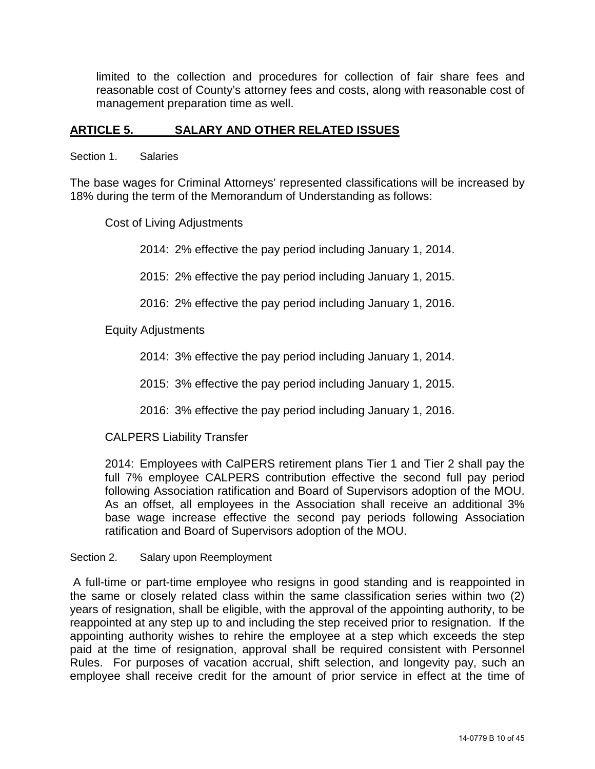limited to the collection and procedures for collection of fair share fees and reasonable cost of County's attorney fees and costs, along with reasonable cost of management preparation time as well.

## ARTICLE 5. SALARY AND OTHER RELATED ISSUES

Section 1. Salaries

The base wages for Criminal Attorneys' represented classifications will be increased by 18% during the term of the Memorandum of Understanding as follows:

Cost of Living Adjustments

2014: 2% effective the pay period including January 1, 2014.

2015: 2% effective the pay period including January 1, 2015.

2016: 2% effective the pay period including January 1, 2016.

Equity Adjustments

2014: 3% effective the pay period including January 1, 2014.

2015: 3% effective the pay period including January 1, 2015.

2016: 3% effective the pay period including January 1, 2016.

CALPERS Liability Transfer

2014: Employees with CalPERS retirement plans Tier 1 and Tier 2 shall pay the full 7% employee CALPERS contribution effective the second full pay period following Association ratification and Board of Supervisors adoption of the MOU. As an offset, all employees in the Association shall receive an additional 3% base wage increase effective the second pay periods following Association ratification and Board of Supervisors adoption of the MOU.

Section 2. Salary upon Reemployment

A full-time or part-time employee who resigns in good standing and is reappointed in the same or closely related class within the same classification series within two (2) years of resignation, shall be eligible, with the approval of the appointing authority, to be reappointed at any step up to and including the step received prior to resignation. If the appointing authority wishes to rehire the employee at a step which exceeds the step paid at the time of resignation, approval shall be required consistent with Personnel Rules. For purposes of vacation accrual, shift selection, and longevity pay, such an employee shall receive credit for the amount of prior service in effect at the time of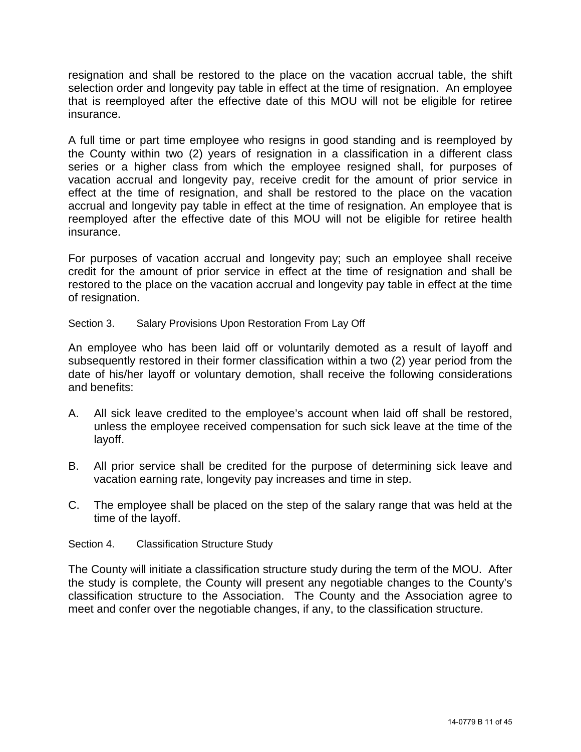resignation and shall be restored to the place on the vacation accrual table, the shift selection order and longevity pay table in effect at the time of resignation. An employee that is reemployed after the effective date of this MOU will not be eligible for retiree insurance.

A full time or part time employee who resigns in good standing and is reemployed by the County within two (2) years of resignation in a classification in a different class series or a higher class from which the employee resigned shall, for purposes of vacation accrual and longevity pay, receive credit for the amount of prior service in effect at the time of resignation, and shall be restored to the place on the vacation accrual and longevity pay table in effect at the time of resignation. An employee that is reemployed after the effective date of this MOU will not be eligible for retiree health insurance.

For purposes of vacation accrual and longevity pay; such an employee shall receive credit for the amount of prior service in effect at the time of resignation and shall be restored to the place on the vacation accrual and longevity pay table in effect at the time of resignation.

### Section 3. Salary Provisions Upon Restoration From Lay Off

An employee who has been laid off or voluntarily demoted as a result of layoff and subsequently restored in their former classification within a two (2) year period from the date of his/her layoff or voluntary demotion, shall receive the following considerations and benefits:

A. All sick leave credited to the employee's account when laid off shall be restored, unless the employee received compensation for such sick leave at the time of the layoff.

B. All prior service shall be credited for the purpose of determining sick leave and vacation earning rate, longevity pay increases and time in step.

C. The employee shall be placed on the step of the salary range that was held at the time of the layoff.

### Section 4. Classification Structure Study

The County will initiate a classification structure study during the term of the MOU. After the study is complete, the County will present any negotiable changes to the County's classification structure to the Association. The County and the Association agree to meet and confer over the negotiable changes, if any, to the classification structure.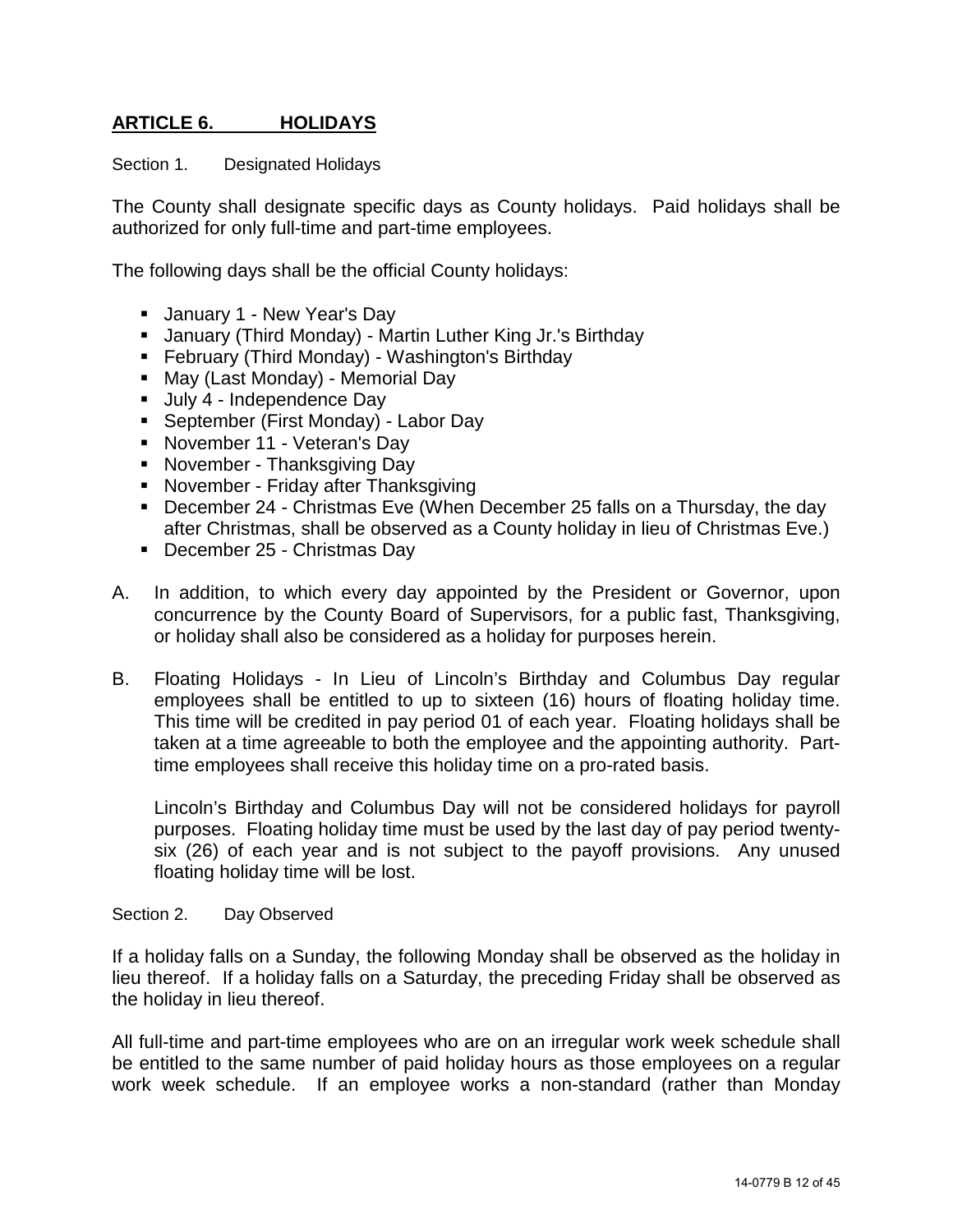## ARTICLE 6. HOLIDAYS

Section 1. Designated Holidays

The County shall designate specific days as County holidays. Paid holidays shall be authorized for only full-time and part-time employees.

The following days shall be the official County holidays:

- January 1 - New Year's Day
- January (Third Monday) - Martin Luther King Jr.'s Birthday
- February (Third Monday) - Washington's Birthday
- May (Last Monday) - Memorial Day
- July 4 - Independence Day
- September (First Monday) - Labor Day
- November 11 - Veteran's Day
- November - Thanksgiving Day
- November - Friday after Thanksgiving
- December 24 - Christmas Eve (When December 25 falls on a Thursday, the day after Christmas, shall be observed as a County holiday in lieu of Christmas Eve.)
- December 25 - Christmas Day

A. In addition, to which every day appointed by the President or Governor, upon concurrence by the County Board of Supervisors, for a public fast, Thanksgiving, or holiday shall also be considered as a holiday for purposes herein.

B. Floating Holidays - In Lieu of Lincoln's Birthday and Columbus Day regular employees shall be entitled to up to sixteen (16) hours of floating holiday time. This time will be credited in pay period 01 of each year. Floating holidays shall be taken at a time agreeable to both the employee and the appointing authority. Part-time employees shall receive this holiday time on a pro-rated basis.

   Lincoln's Birthday and Columbus Day will not be considered holidays for payroll purposes. Floating holiday time must be used by the last day of pay period twenty-six (26) of each year and is not subject to the payoff provisions. Any unused floating holiday time will be lost.

Section 2. Day Observed

If a holiday falls on a Sunday, the following Monday shall be observed as the holiday in lieu thereof. If a holiday falls on a Saturday, the preceding Friday shall be observed as the holiday in lieu thereof.

All full-time and part-time employees who are on an irregular work week schedule shall be entitled to the same number of paid holiday hours as those employees on a regular work week schedule. If an employee works a non-standard (rather than Monday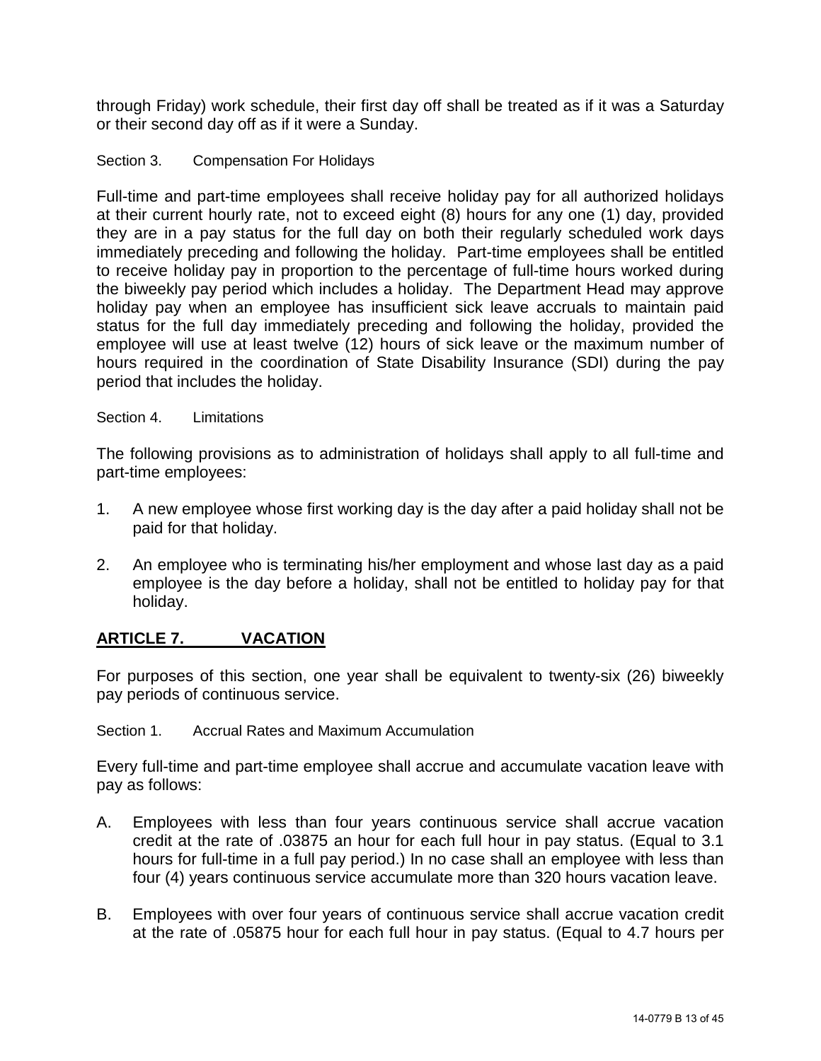through Friday) work schedule, their first day off shall be treated as if it was a Saturday or their second day off as if it were a Sunday.

Section 3. Compensation For Holidays

Full-time and part-time employees shall receive holiday pay for all authorized holidays at their current hourly rate, not to exceed eight (8) hours for any one (1) day, provided they are in a pay status for the full day on both their regularly scheduled work days immediately preceding and following the holiday. Part-time employees shall be entitled to receive holiday pay in proportion to the percentage of full-time hours worked during the biweekly pay period which includes a holiday. The Department Head may approve holiday pay when an employee has insufficient sick leave accruals to maintain paid status for the full day immediately preceding and following the holiday, provided the employee will use at least twelve (12) hours of sick leave or the maximum number of hours required in the coordination of State Disability Insurance (SDI) during the pay period that includes the holiday.

Section 4. Limitations

The following provisions as to administration of holidays shall apply to all full-time and part-time employees:

1. A new employee whose first working day is the day after a paid holiday shall not be paid for that holiday.

2. An employee who is terminating his/her employment and whose last day as a paid employee is the day before a holiday, shall not be entitled to holiday pay for that holiday.

## ARTICLE 7. VACATION

For purposes of this section, one year shall be equivalent to twenty-six (26) biweekly pay periods of continuous service.

Section 1. Accrual Rates and Maximum Accumulation

Every full-time and part-time employee shall accrue and accumulate vacation leave with pay as follows:

A. Employees with less than four years continuous service shall accrue vacation credit at the rate of .03875 an hour for each full hour in pay status. (Equal to 3.1 hours for full-time in a full pay period.) In no case shall an employee with less than four (4) years continuous service accumulate more than 320 hours vacation leave.

B. Employees with over four years of continuous service shall accrue vacation credit at the rate of .05875 hour for each full hour in pay status. (Equal to 4.7 hours per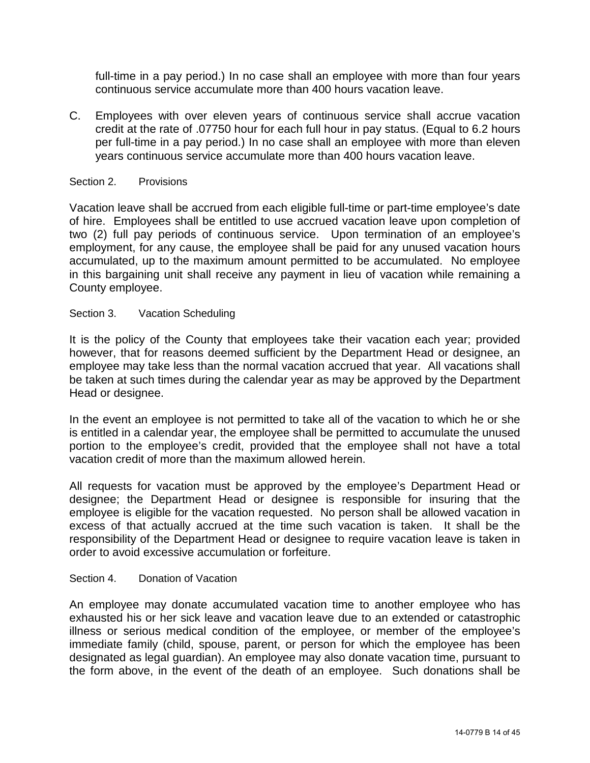full-time in a pay period.) In no case shall an employee with more than four years continuous service accumulate more than 400 hours vacation leave.

C. Employees with over eleven years of continuous service shall accrue vacation credit at the rate of .07750 hour for each full hour in pay status. (Equal to 6.2 hours per full-time in a pay period.) In no case shall an employee with more than eleven years continuous service accumulate more than 400 hours vacation leave.

Section 2. Provisions

Vacation leave shall be accrued from each eligible full-time or part-time employee's date of hire. Employees shall be entitled to use accrued vacation leave upon completion of two (2) full pay periods of continuous service. Upon termination of an employee's employment, for any cause, the employee shall be paid for any unused vacation hours accumulated, up to the maximum amount permitted to be accumulated. No employee in this bargaining unit shall receive any payment in lieu of vacation while remaining a County employee.

Section 3. Vacation Scheduling

It is the policy of the County that employees take their vacation each year; provided however, that for reasons deemed sufficient by the Department Head or designee, an employee may take less than the normal vacation accrued that year. All vacations shall be taken at such times during the calendar year as may be approved by the Department Head or designee.

In the event an employee is not permitted to take all of the vacation to which he or she is entitled in a calendar year, the employee shall be permitted to accumulate the unused portion to the employee's credit, provided that the employee shall not have a total vacation credit of more than the maximum allowed herein.

All requests for vacation must be approved by the employee's Department Head or designee; the Department Head or designee is responsible for insuring that the employee is eligible for the vacation requested. No person shall be allowed vacation in excess of that actually accrued at the time such vacation is taken. It shall be the responsibility of the Department Head or designee to require vacation leave is taken in order to avoid excessive accumulation or forfeiture.

Section 4. Donation of Vacation

An employee may donate accumulated vacation time to another employee who has exhausted his or her sick leave and vacation leave due to an extended or catastrophic illness or serious medical condition of the employee, or member of the employee's immediate family (child, spouse, parent, or person for which the employee has been designated as legal guardian). An employee may also donate vacation time, pursuant to the form above, in the event of the death of an employee. Such donations shall be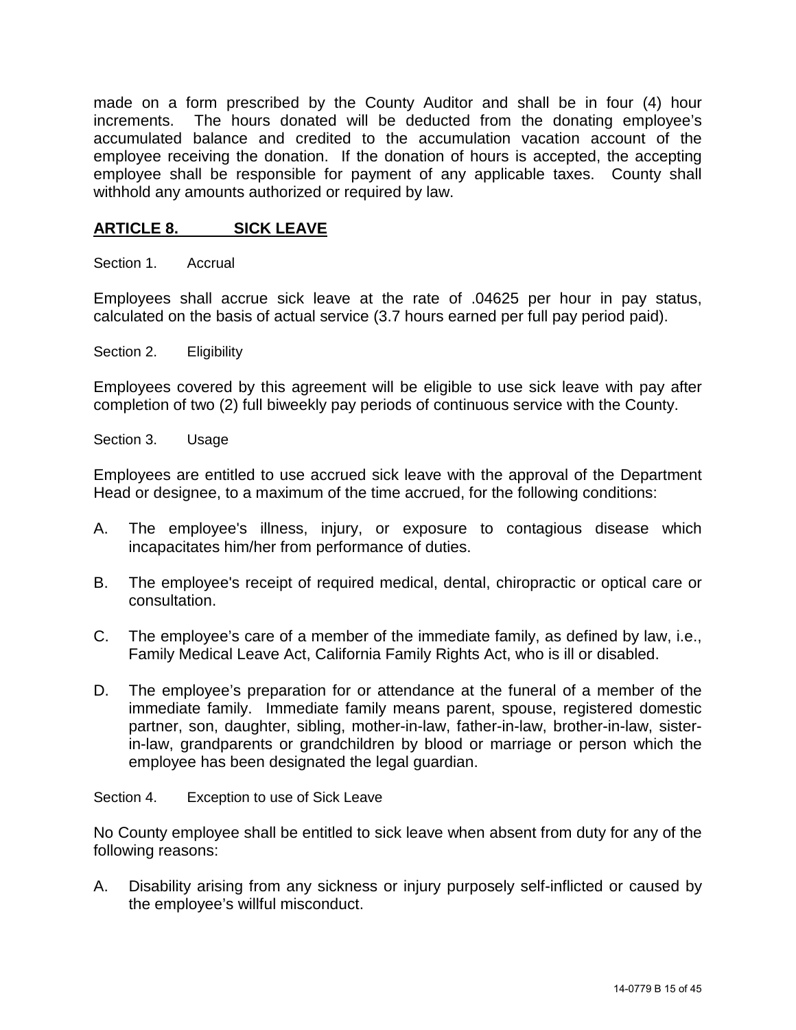made on a form prescribed by the County Auditor and shall be in four (4) hour increments. The hours donated will be deducted from the donating employee's accumulated balance and credited to the accumulation vacation account of the employee receiving the donation. If the donation of hours is accepted, the accepting employee shall be responsible for payment of any applicable taxes. County shall withhold any amounts authorized or required by law.

## ARTICLE 8. SICK LEAVE

Section 1. Accrual

Employees shall accrue sick leave at the rate of .04625 per hour in pay status, calculated on the basis of actual service (3.7 hours earned per full pay period paid).

Section 2. Eligibility

Employees covered by this agreement will be eligible to use sick leave with pay after completion of two (2) full biweekly pay periods of continuous service with the County.

Section 3. Usage

Employees are entitled to use accrued sick leave with the approval of the Department Head or designee, to a maximum of the time accrued, for the following conditions:

A. The employee's illness, injury, or exposure to contagious disease which incapacitates him/her from performance of duties.

B. The employee's receipt of required medical, dental, chiropractic or optical care or consultation.

C. The employee's care of a member of the immediate family, as defined by law, i.e., Family Medical Leave Act, California Family Rights Act, who is ill or disabled.

D. The employee's preparation for or attendance at the funeral of a member of the immediate family. Immediate family means parent, spouse, registered domestic partner, son, daughter, sibling, mother-in-law, father-in-law, brother-in-law, sister-in-law, grandparents or grandchildren by blood or marriage or person which the employee has been designated the legal guardian.

Section 4. Exception to use of Sick Leave

No County employee shall be entitled to sick leave when absent from duty for any of the following reasons:

A. Disability arising from any sickness or injury purposely self-inflicted or caused by the employee's willful misconduct.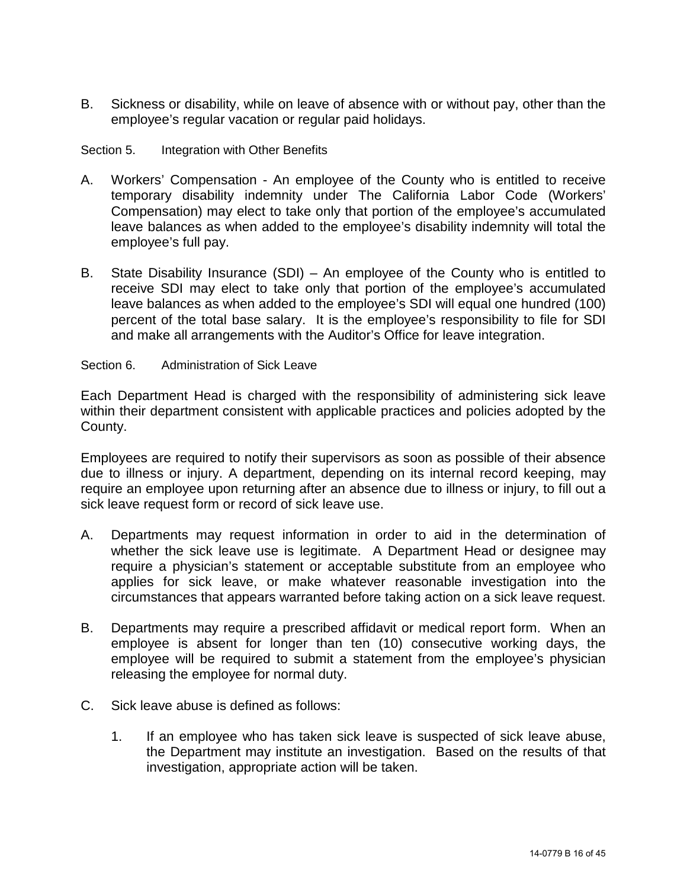B. Sickness or disability, while on leave of absence with or without pay, other than the employee's regular vacation or regular paid holidays.

Section 5. Integration with Other Benefits

A. Workers' Compensation - An employee of the County who is entitled to receive temporary disability indemnity under The California Labor Code (Workers' Compensation) may elect to take only that portion of the employee's accumulated leave balances as when added to the employee's disability indemnity will total the employee's full pay.

B. State Disability Insurance (SDI) – An employee of the County who is entitled to receive SDI may elect to take only that portion of the employee's accumulated leave balances as when added to the employee's SDI will equal one hundred (100) percent of the total base salary. It is the employee's responsibility to file for SDI and make all arrangements with the Auditor's Office for leave integration.

Section 6. Administration of Sick Leave

Each Department Head is charged with the responsibility of administering sick leave within their department consistent with applicable practices and policies adopted by the County.

Employees are required to notify their supervisors as soon as possible of their absence due to illness or injury. A department, depending on its internal record keeping, may require an employee upon returning after an absence due to illness or injury, to fill out a sick leave request form or record of sick leave use.

A. Departments may request information in order to aid in the determination of whether the sick leave use is legitimate. A Department Head or designee may require a physician's statement or acceptable substitute from an employee who applies for sick leave, or make whatever reasonable investigation into the circumstances that appears warranted before taking action on a sick leave request.

B. Departments may require a prescribed affidavit or medical report form. When an employee is absent for longer than ten (10) consecutive working days, the employee will be required to submit a statement from the employee's physician releasing the employee for normal duty.

C. Sick leave abuse is defined as follows:

   1. If an employee who has taken sick leave is suspected of sick leave abuse, the Department may institute an investigation. Based on the results of that investigation, appropriate action will be taken.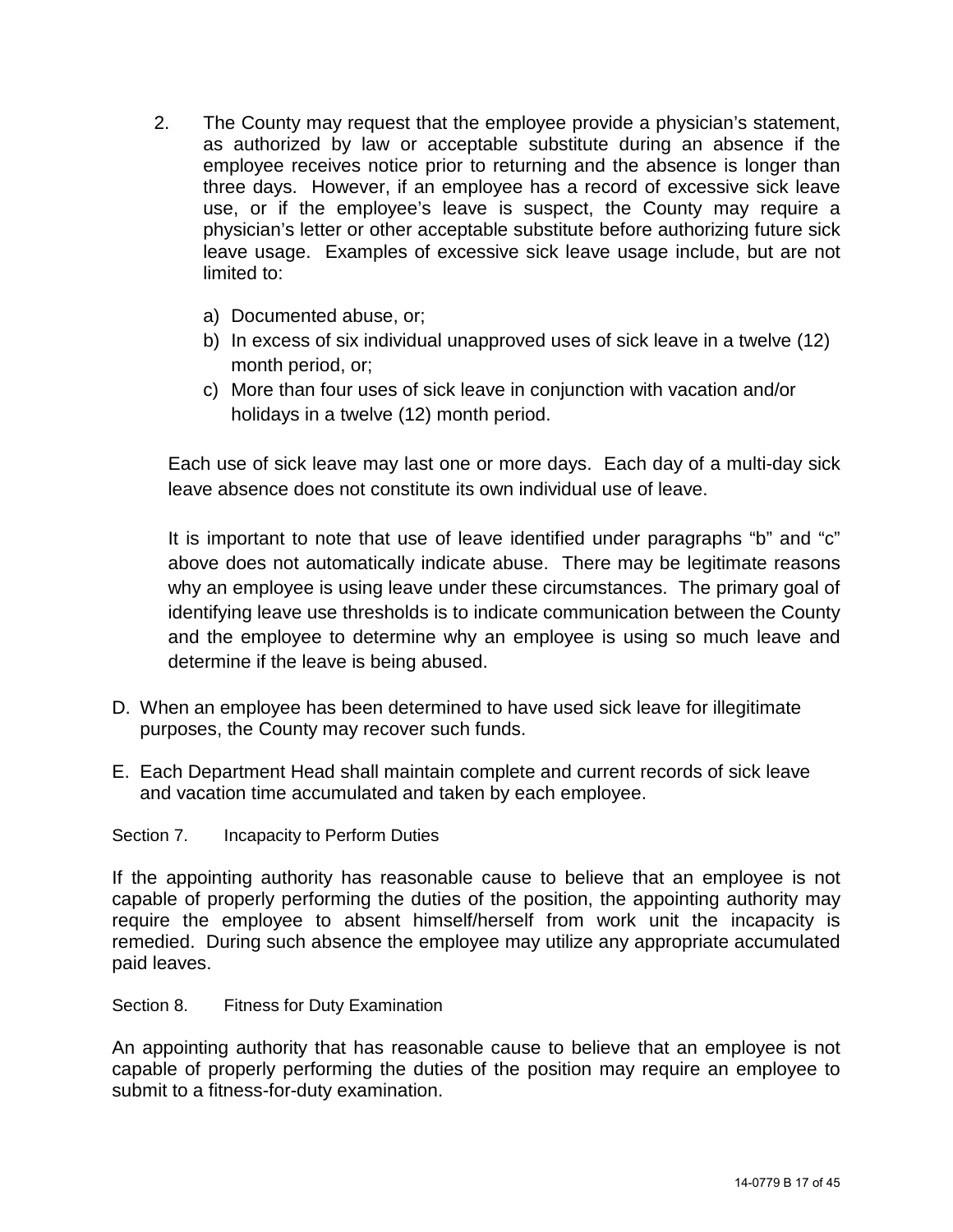2. The County may request that the employee provide a physician's statement, as authorized by law or acceptable substitute during an absence if the employee receives notice prior to returning and the absence is longer than three days. However, if an employee has a record of excessive sick leave use, or if the employee's leave is suspect, the County may require a physician's letter or other acceptable substitute before authorizing future sick leave usage. Examples of excessive sick leave usage include, but are not limited to:

   a) Documented abuse, or;
   b) In excess of six individual unapproved uses of sick leave in a twelve (12) month period, or;
   c) More than four uses of sick leave in conjunction with vacation and/or holidays in a twelve (12) month period.

   Each use of sick leave may last one or more days. Each day of a multi-day sick leave absence does not constitute its own individual use of leave.

   It is important to note that use of leave identified under paragraphs "b" and "c" above does not automatically indicate abuse. There may be legitimate reasons why an employee is using leave under these circumstances. The primary goal of identifying leave use thresholds is to indicate communication between the County and the employee to determine why an employee is using so much leave and determine if the leave is being abused.

D. When an employee has been determined to have used sick leave for illegitimate purposes, the County may recover such funds.

E. Each Department Head shall maintain complete and current records of sick leave and vacation time accumulated and taken by each employee.

Section 7. Incapacity to Perform Duties

If the appointing authority has reasonable cause to believe that an employee is not capable of properly performing the duties of the position, the appointing authority may require the employee to absent himself/herself from work unit the incapacity is remedied. During such absence the employee may utilize any appropriate accumulated paid leaves.

Section 8. Fitness for Duty Examination

An appointing authority that has reasonable cause to believe that an employee is not capable of properly performing the duties of the position may require an employee to submit to a fitness-for-duty examination.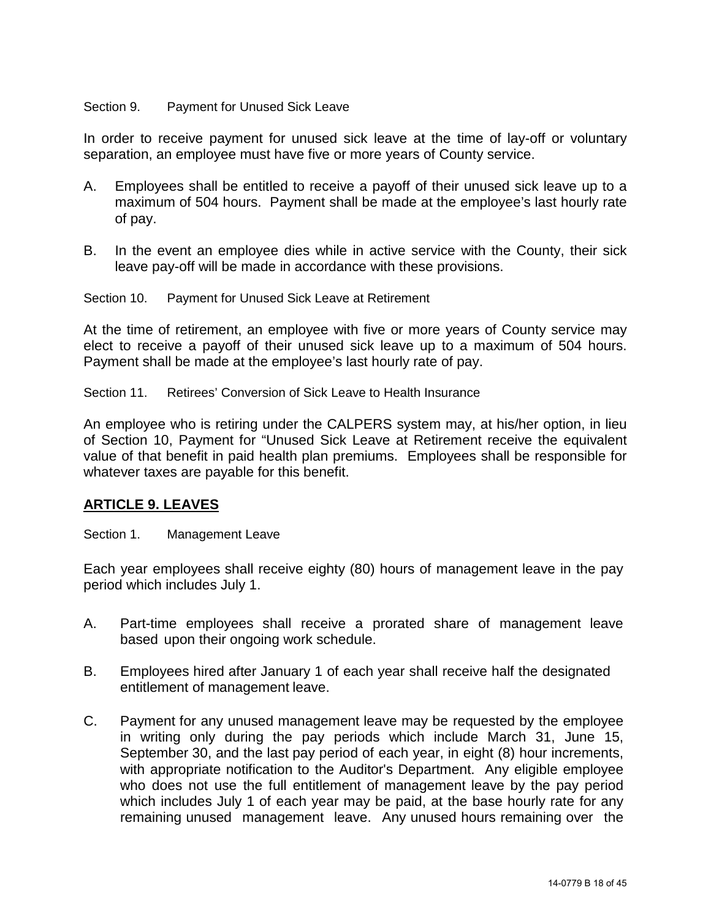Section 9. Payment for Unused Sick Leave

In order to receive payment for unused sick leave at the time of lay-off or voluntary separation, an employee must have five or more years of County service.

A. Employees shall be entitled to receive a payoff of their unused sick leave up to a maximum of 504 hours. Payment shall be made at the employee's last hourly rate of pay.

B. In the event an employee dies while in active service with the County, their sick leave pay-off will be made in accordance with these provisions.

Section 10. Payment for Unused Sick Leave at Retirement

At the time of retirement, an employee with five or more years of County service may elect to receive a payoff of their unused sick leave up to a maximum of 504 hours. Payment shall be made at the employee's last hourly rate of pay.

Section 11. Retirees' Conversion of Sick Leave to Health Insurance

An employee who is retiring under the CALPERS system may, at his/her option, in lieu of Section 10, Payment for "Unused Sick Leave at Retirement receive the equivalent value of that benefit in paid health plan premiums. Employees shall be responsible for whatever taxes are payable for this benefit.

## ARTICLE 9. LEAVES

Section 1. Management Leave

Each year employees shall receive eighty (80) hours of management leave in the pay period which includes July 1.

A. Part-time employees shall receive a prorated share of management leave based upon their ongoing work schedule.

B. Employees hired after January 1 of each year shall receive half the designated entitlement of management leave.

C. Payment for any unused management leave may be requested by the employee in writing only during the pay periods which include March 31, June 15, September 30, and the last pay period of each year, in eight (8) hour increments, with appropriate notification to the Auditor's Department. Any eligible employee who does not use the full entitlement of management leave by the pay period which includes July 1 of each year may be paid, at the base hourly rate for any remaining unused management leave. Any unused hours remaining over the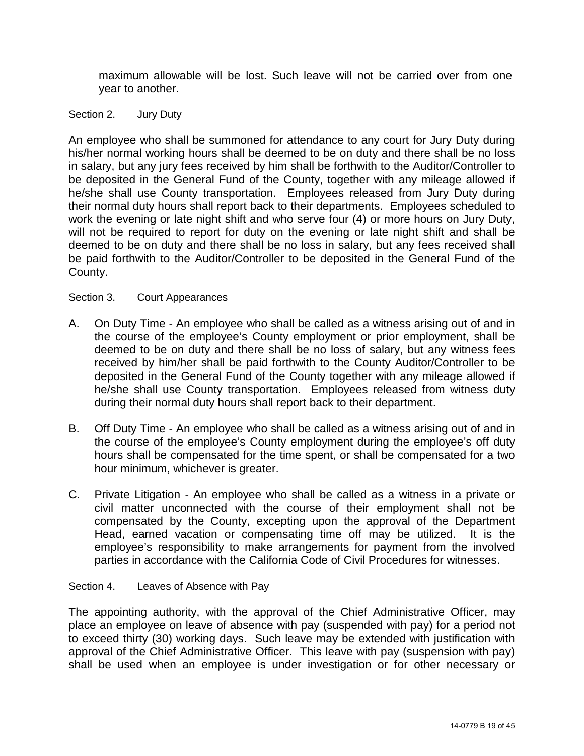maximum allowable will be lost. Such leave will not be carried over from one year to another.

Section 2. Jury Duty

An employee who shall be summoned for attendance to any court for Jury Duty during his/her normal working hours shall be deemed to be on duty and there shall be no loss in salary, but any jury fees received by him shall be forthwith to the Auditor/Controller to be deposited in the General Fund of the County, together with any mileage allowed if he/she shall use County transportation. Employees released from Jury Duty during their normal duty hours shall report back to their departments. Employees scheduled to work the evening or late night shift and who serve four (4) or more hours on Jury Duty, will not be required to report for duty on the evening or late night shift and shall be deemed to be on duty and there shall be no loss in salary, but any fees received shall be paid forthwith to the Auditor/Controller to be deposited in the General Fund of the County.

Section 3. Court Appearances

A. On Duty Time - An employee who shall be called as a witness arising out of and in the course of the employee's County employment or prior employment, shall be deemed to be on duty and there shall be no loss of salary, but any witness fees received by him/her shall be paid forthwith to the County Auditor/Controller to be deposited in the General Fund of the County together with any mileage allowed if he/she shall use County transportation. Employees released from witness duty during their normal duty hours shall report back to their department.

B. Off Duty Time - An employee who shall be called as a witness arising out of and in the course of the employee's County employment during the employee's off duty hours shall be compensated for the time spent, or shall be compensated for a two hour minimum, whichever is greater.

C. Private Litigation - An employee who shall be called as a witness in a private or civil matter unconnected with the course of their employment shall not be compensated by the County, excepting upon the approval of the Department Head, earned vacation or compensating time off may be utilized. It is the employee's responsibility to make arrangements for payment from the involved parties in accordance with the California Code of Civil Procedures for witnesses.

Section 4. Leaves of Absence with Pay

The appointing authority, with the approval of the Chief Administrative Officer, may place an employee on leave of absence with pay (suspended with pay) for a period not to exceed thirty (30) working days. Such leave may be extended with justification with approval of the Chief Administrative Officer. This leave with pay (suspension with pay) shall be used when an employee is under investigation or for other necessary or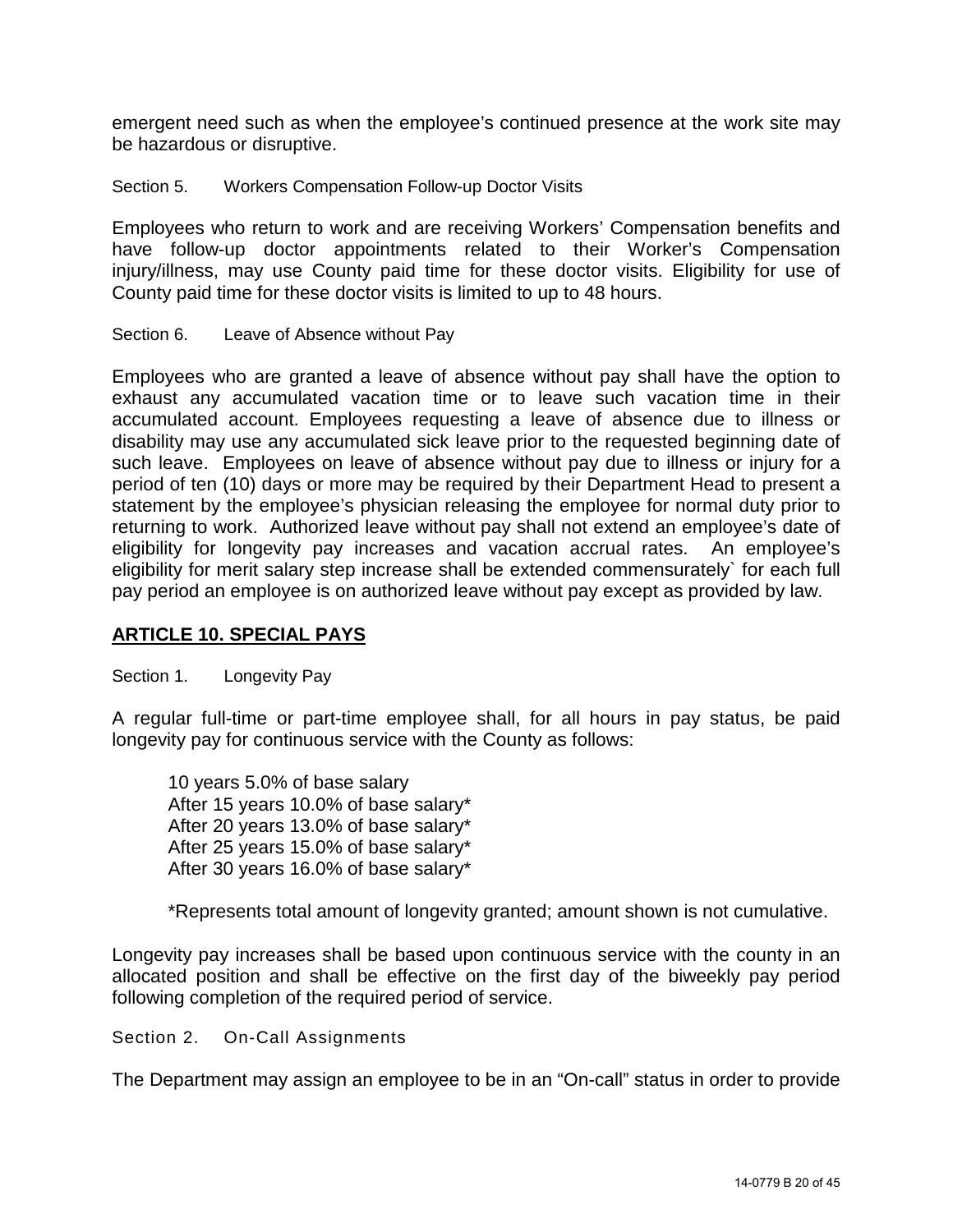emergent need such as when the employee's continued presence at the work site may be hazardous or disruptive.

Section 5. Workers Compensation Follow-up Doctor Visits

Employees who return to work and are receiving Workers' Compensation benefits and have follow-up doctor appointments related to their Worker's Compensation injury/illness, may use County paid time for these doctor visits. Eligibility for use of County paid time for these doctor visits is limited to up to 48 hours.

Section 6. Leave of Absence without Pay

Employees who are granted a leave of absence without pay shall have the option to exhaust any accumulated vacation time or to leave such vacation time in their accumulated account. Employees requesting a leave of absence due to illness or disability may use any accumulated sick leave prior to the requested beginning date of such leave. Employees on leave of absence without pay due to illness or injury for a period of ten (10) days or more may be required by their Department Head to present a statement by the employee's physician releasing the employee for normal duty prior to returning to work. Authorized leave without pay shall not extend an employee's date of eligibility for longevity pay increases and vacation accrual rates. An employee's eligibility for merit salary step increase shall be extended commensurately` for each full pay period an employee is on authorized leave without pay except as provided by law.

## **ARTICLE 10. SPECIAL PAYS**

Section 1. Longevity Pay

A regular full-time or part-time employee shall, for all hours in pay status, be paid longevity pay for continuous service with the County as follows:

10 years 5.0% of base salary
After 15 years 10.0% of base salary*
After 20 years 13.0% of base salary*
After 25 years 15.0% of base salary*
After 30 years 16.0% of base salary*

*Represents total amount of longevity granted; amount shown is not cumulative.

Longevity pay increases shall be based upon continuous service with the county in an allocated position and shall be effective on the first day of the biweekly pay period following completion of the required period of service.

Section 2. On-Call Assignments

The Department may assign an employee to be in an "On-call" status in order to provide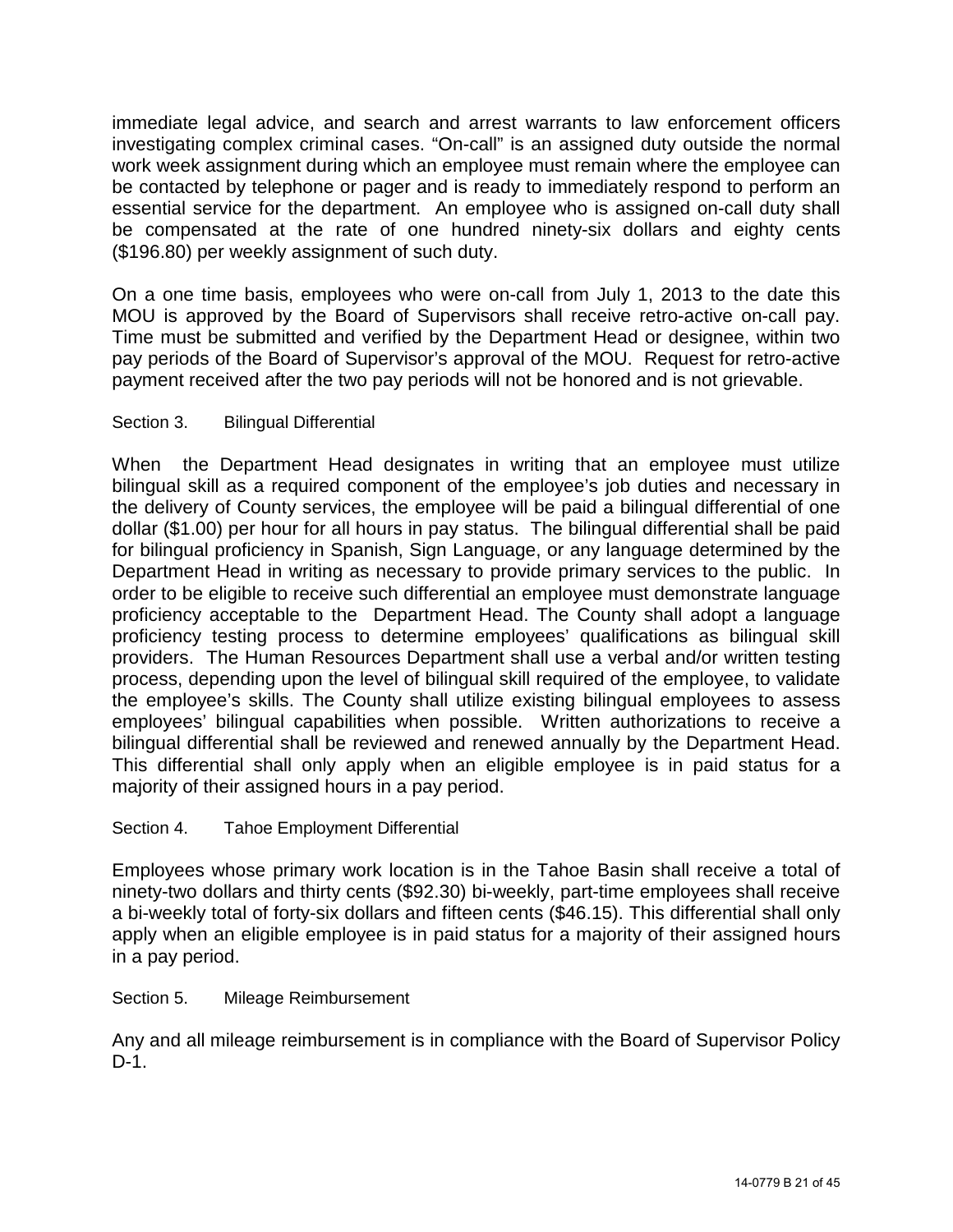immediate legal advice, and search and arrest warrants to law enforcement officers investigating complex criminal cases. “On-call” is an assigned duty outside the normal work week assignment during which an employee must remain where the employee can be contacted by telephone or pager and is ready to immediately respond to perform an essential service for the department. An employee who is assigned on-call duty shall be compensated at the rate of one hundred ninety-six dollars and eighty cents ($196.80) per weekly assignment of such duty.

On a one time basis, employees who were on-call from July 1, 2013 to the date this MOU is approved by the Board of Supervisors shall receive retro-active on-call pay. Time must be submitted and verified by the Department Head or designee, within two pay periods of the Board of Supervisor’s approval of the MOU. Request for retro-active payment received after the two pay periods will not be honored and is not grievable.

### Section 3. Bilingual Differential

When the Department Head designates in writing that an employee must utilize bilingual skill as a required component of the employee’s job duties and necessary in the delivery of County services, the employee will be paid a bilingual differential of one dollar ($1.00) per hour for all hours in pay status. The bilingual differential shall be paid for bilingual proficiency in Spanish, Sign Language, or any language determined by the Department Head in writing as necessary to provide primary services to the public. In order to be eligible to receive such differential an employee must demonstrate language proficiency acceptable to the Department Head. The County shall adopt a language proficiency testing process to determine employees’ qualifications as bilingual skill providers. The Human Resources Department shall use a verbal and/or written testing process, depending upon the level of bilingual skill required of the employee, to validate the employee’s skills. The County shall utilize existing bilingual employees to assess employees’ bilingual capabilities when possible. Written authorizations to receive a bilingual differential shall be reviewed and renewed annually by the Department Head. This differential shall only apply when an eligible employee is in paid status for a majority of their assigned hours in a pay period.

### Section 4. Tahoe Employment Differential

Employees whose primary work location is in the Tahoe Basin shall receive a total of ninety-two dollars and thirty cents ($92.30) bi-weekly, part-time employees shall receive a bi-weekly total of forty-six dollars and fifteen cents ($46.15). This differential shall only apply when an eligible employee is in paid status for a majority of their assigned hours in a pay period.

### Section 5. Mileage Reimbursement

Any and all mileage reimbursement is in compliance with the Board of Supervisor Policy D-1.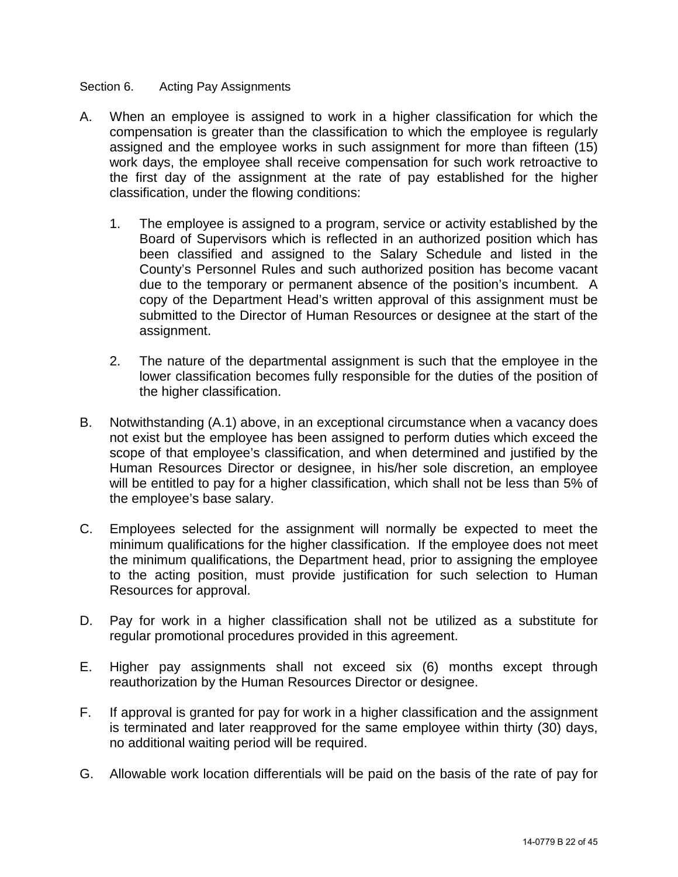Section 6. Acting Pay Assignments

A. When an employee is assigned to work in a higher classification for which the compensation is greater than the classification to which the employee is regularly assigned and the employee works in such assignment for more than fifteen (15) work days, the employee shall receive compensation for such work retroactive to the first day of the assignment at the rate of pay established for the higher classification, under the flowing conditions:

   1. The employee is assigned to a program, service or activity established by the Board of Supervisors which is reflected in an authorized position which has been classified and assigned to the Salary Schedule and listed in the County's Personnel Rules and such authorized position has become vacant due to the temporary or permanent absence of the position's incumbent. A copy of the Department Head's written approval of this assignment must be submitted to the Director of Human Resources or designee at the start of the assignment.

   2. The nature of the departmental assignment is such that the employee in the lower classification becomes fully responsible for the duties of the position of the higher classification.

B. Notwithstanding (A.1) above, in an exceptional circumstance when a vacancy does not exist but the employee has been assigned to perform duties which exceed the scope of that employee's classification, and when determined and justified by the Human Resources Director or designee, in his/her sole discretion, an employee will be entitled to pay for a higher classification, which shall not be less than 5% of the employee's base salary.

C. Employees selected for the assignment will normally be expected to meet the minimum qualifications for the higher classification. If the employee does not meet the minimum qualifications, the Department head, prior to assigning the employee to the acting position, must provide justification for such selection to Human Resources for approval.

D. Pay for work in a higher classification shall not be utilized as a substitute for regular promotional procedures provided in this agreement.

E. Higher pay assignments shall not exceed six (6) months except through reauthorization by the Human Resources Director or designee.

F. If approval is granted for pay for work in a higher classification and the assignment is terminated and later reapproved for the same employee within thirty (30) days, no additional waiting period will be required.

G. Allowable work location differentials will be paid on the basis of the rate of pay for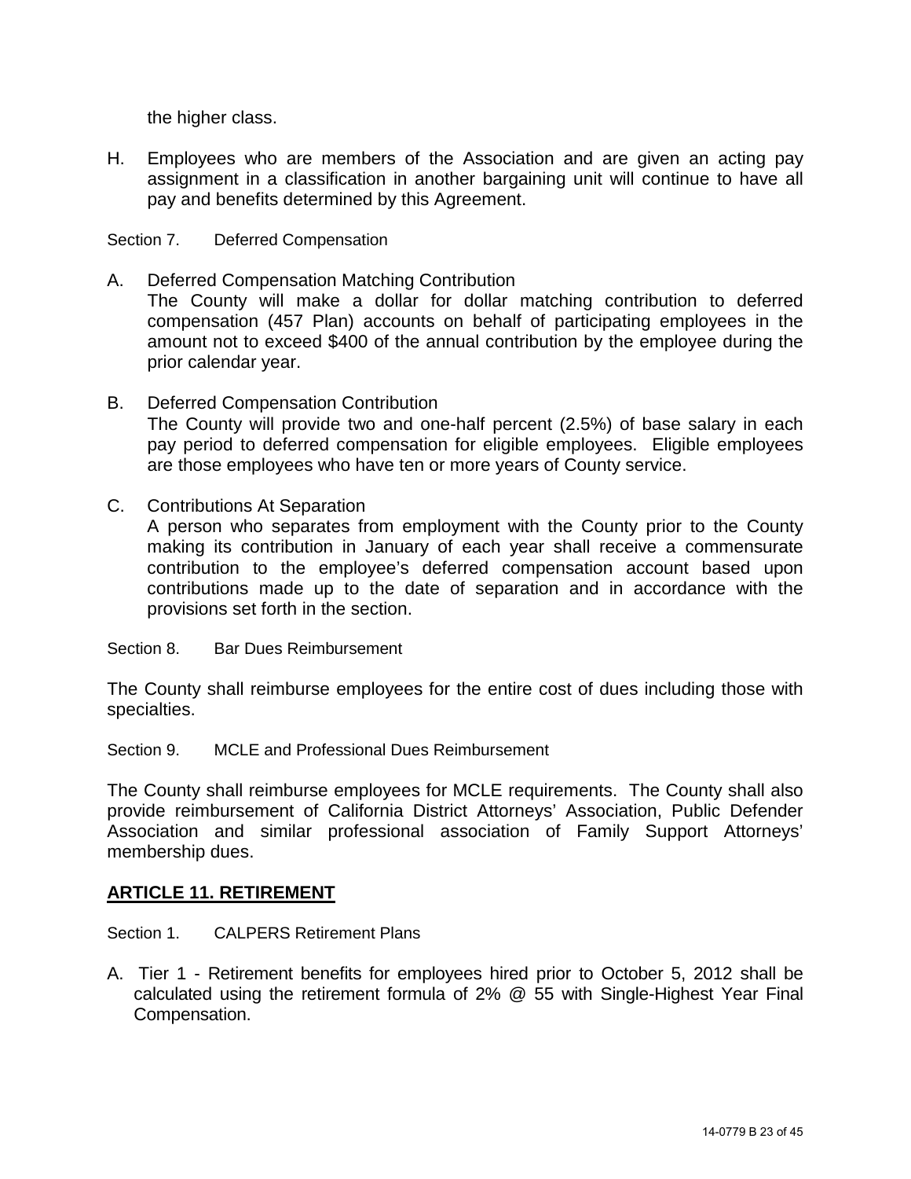the higher class.

H. Employees who are members of the Association and are given an acting pay assignment in a classification in another bargaining unit will continue to have all pay and benefits determined by this Agreement.

Section 7. Deferred Compensation

A. Deferred Compensation Matching Contribution
The County will make a dollar for dollar matching contribution to deferred compensation (457 Plan) accounts on behalf of participating employees in the amount not to exceed $400 of the annual contribution by the employee during the prior calendar year.

B. Deferred Compensation Contribution
The County will provide two and one-half percent (2.5%) of base salary in each pay period to deferred compensation for eligible employees. Eligible employees are those employees who have ten or more years of County service.

C. Contributions At Separation
A person who separates from employment with the County prior to the County making its contribution in January of each year shall receive a commensurate contribution to the employee's deferred compensation account based upon contributions made up to the date of separation and in accordance with the provisions set forth in the section.

Section 8. Bar Dues Reimbursement

The County shall reimburse employees for the entire cost of dues including those with specialties.

Section 9. MCLE and Professional Dues Reimbursement

The County shall reimburse employees for MCLE requirements. The County shall also provide reimbursement of California District Attorneys' Association, Public Defender Association and similar professional association of Family Support Attorneys' membership dues.

## ARTICLE 11. RETIREMENT

Section 1. CALPERS Retirement Plans

A. Tier 1 - Retirement benefits for employees hired prior to October 5, 2012 shall be calculated using the retirement formula of 2% @ 55 with Single-Highest Year Final Compensation.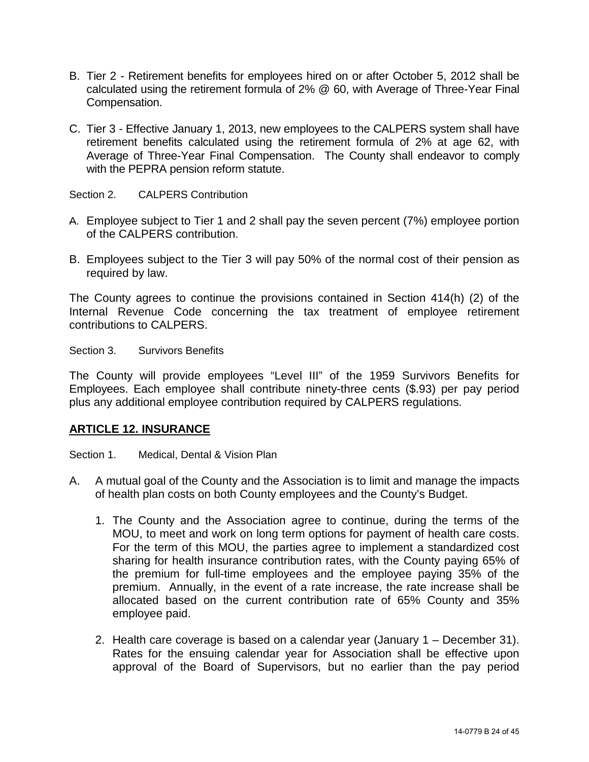B. Tier 2 - Retirement benefits for employees hired on or after October 5, 2012 shall be calculated using the retirement formula of 2% @ 60, with Average of Three-Year Final Compensation.

C. Tier 3 - Effective January 1, 2013, new employees to the CALPERS system shall have retirement benefits calculated using the retirement formula of 2% at age 62, with Average of Three-Year Final Compensation. The County shall endeavor to comply with the PEPRA pension reform statute.

Section 2. CALPERS Contribution

A. Employee subject to Tier 1 and 2 shall pay the seven percent (7%) employee portion of the CALPERS contribution.

B. Employees subject to the Tier 3 will pay 50% of the normal cost of their pension as required by law.

The County agrees to continue the provisions contained in Section 414(h) (2) of the Internal Revenue Code concerning the tax treatment of employee retirement contributions to CALPERS.

Section 3. Survivors Benefits

The County will provide employees "Level III" of the 1959 Survivors Benefits for Employees. Each employee shall contribute ninety-three cents ($.93) per pay period plus any additional employee contribution required by CALPERS regulations.

## ARTICLE 12. INSURANCE

Section 1. Medical, Dental & Vision Plan

A. A mutual goal of the County and the Association is to limit and manage the impacts of health plan costs on both County employees and the County's Budget.

   1. The County and the Association agree to continue, during the terms of the MOU, to meet and work on long term options for payment of health care costs. For the term of this MOU, the parties agree to implement a standardized cost sharing for health insurance contribution rates, with the County paying 65% of the premium for full-time employees and the employee paying 35% of the premium. Annually, in the event of a rate increase, the rate increase shall be allocated based on the current contribution rate of 65% County and 35% employee paid.

   2. Health care coverage is based on a calendar year (January 1 – December 31). Rates for the ensuing calendar year for Association shall be effective upon approval of the Board of Supervisors, but no earlier than the pay period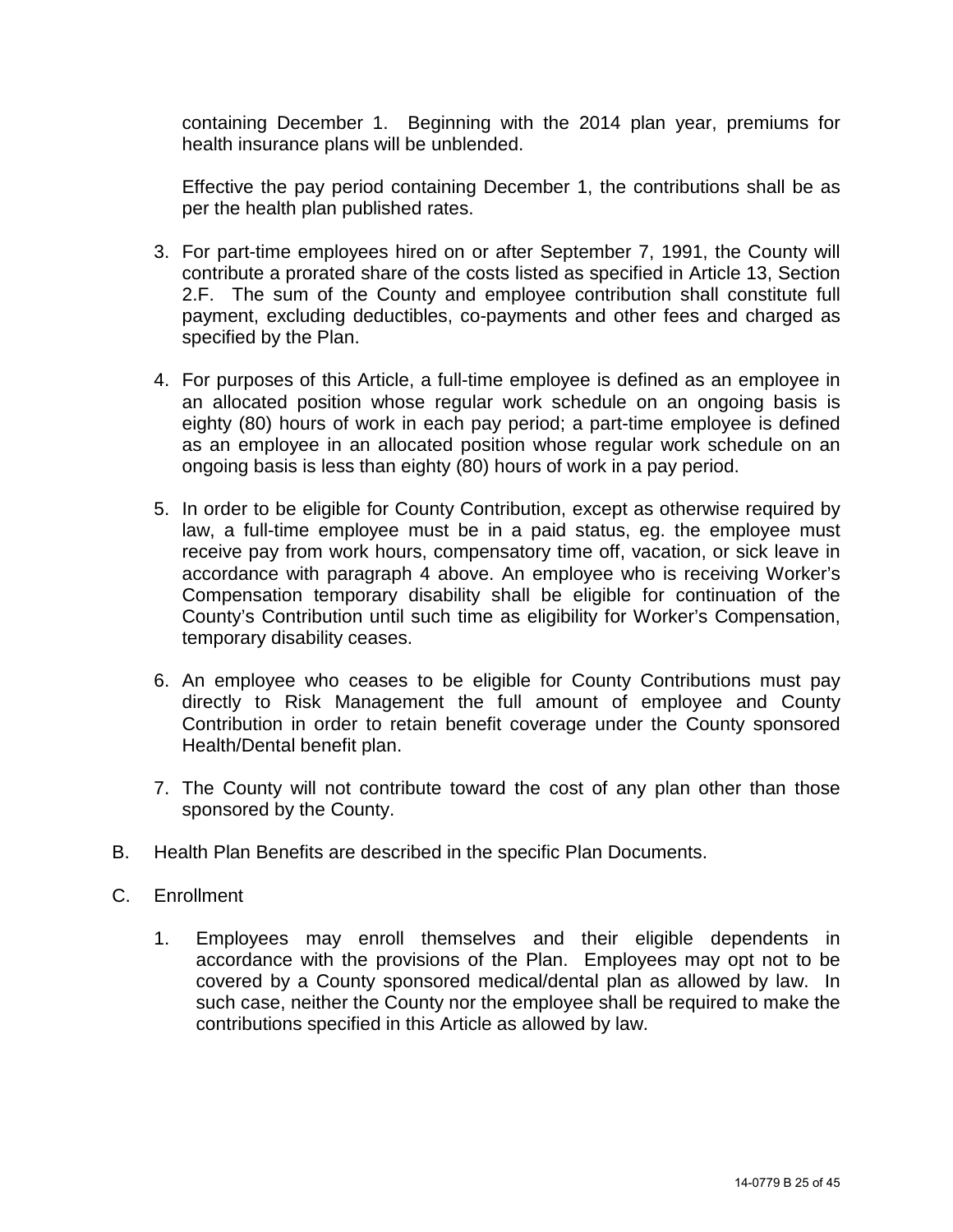containing December 1. Beginning with the 2014 plan year, premiums for health insurance plans will be unblended.

Effective the pay period containing December 1, the contributions shall be as per the health plan published rates.

3. For part-time employees hired on or after September 7, 1991, the County will contribute a prorated share of the costs listed as specified in Article 13, Section 2.F. The sum of the County and employee contribution shall constitute full payment, excluding deductibles, co-payments and other fees and charged as specified by the Plan.

4. For purposes of this Article, a full-time employee is defined as an employee in an allocated position whose regular work schedule on an ongoing basis is eighty (80) hours of work in each pay period; a part-time employee is defined as an employee in an allocated position whose regular work schedule on an ongoing basis is less than eighty (80) hours of work in a pay period.

5. In order to be eligible for County Contribution, except as otherwise required by law, a full-time employee must be in a paid status, eg. the employee must receive pay from work hours, compensatory time off, vacation, or sick leave in accordance with paragraph 4 above. An employee who is receiving Worker's Compensation temporary disability shall be eligible for continuation of the County's Contribution until such time as eligibility for Worker's Compensation, temporary disability ceases.

6. An employee who ceases to be eligible for County Contributions must pay directly to Risk Management the full amount of employee and County Contribution in order to retain benefit coverage under the County sponsored Health/Dental benefit plan.

7. The County will not contribute toward the cost of any plan other than those sponsored by the County.

B. Health Plan Benefits are described in the specific Plan Documents.

C. Enrollment

   1. Employees may enroll themselves and their eligible dependents in accordance with the provisions of the Plan. Employees may opt not to be covered by a County sponsored medical/dental plan as allowed by law. In such case, neither the County nor the employee shall be required to make the contributions specified in this Article as allowed by law.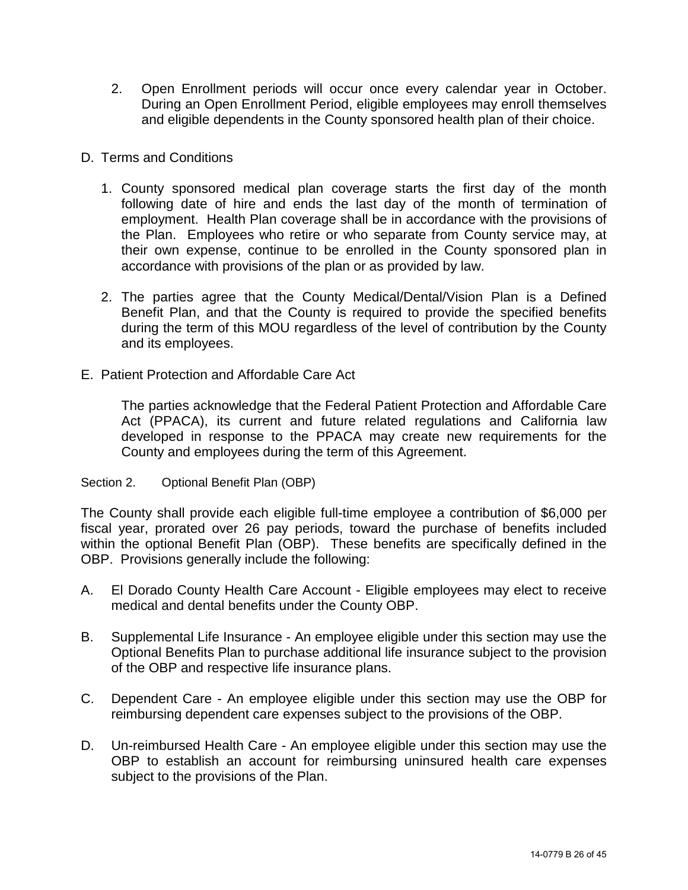2. Open Enrollment periods will occur once every calendar year in October. During an Open Enrollment Period, eligible employees may enroll themselves and eligible dependents in the County sponsored health plan of their choice.

D. Terms and Conditions

1. County sponsored medical plan coverage starts the first day of the month following date of hire and ends the last day of the month of termination of employment. Health Plan coverage shall be in accordance with the provisions of the Plan. Employees who retire or who separate from County service may, at their own expense, continue to be enrolled in the County sponsored plan in accordance with provisions of the plan or as provided by law.

2. The parties agree that the County Medical/Dental/Vision Plan is a Defined Benefit Plan, and that the County is required to provide the specified benefits during the term of this MOU regardless of the level of contribution by the County and its employees.

E. Patient Protection and Affordable Care Act

The parties acknowledge that the Federal Patient Protection and Affordable Care Act (PPACA), its current and future related regulations and California law developed in response to the PPACA may create new requirements for the County and employees during the term of this Agreement.

Section 2. Optional Benefit Plan (OBP)

The County shall provide each eligible full-time employee a contribution of $6,000 per fiscal year, prorated over 26 pay periods, toward the purchase of benefits included within the optional Benefit Plan (OBP). These benefits are specifically defined in the OBP. Provisions generally include the following:

A. El Dorado County Health Care Account - Eligible employees may elect to receive medical and dental benefits under the County OBP.

B. Supplemental Life Insurance - An employee eligible under this section may use the Optional Benefits Plan to purchase additional life insurance subject to the provision of the OBP and respective life insurance plans.

C. Dependent Care - An employee eligible under this section may use the OBP for reimbursing dependent care expenses subject to the provisions of the OBP.

D. Un-reimbursed Health Care - An employee eligible under this section may use the OBP to establish an account for reimbursing uninsured health care expenses subject to the provisions of the Plan.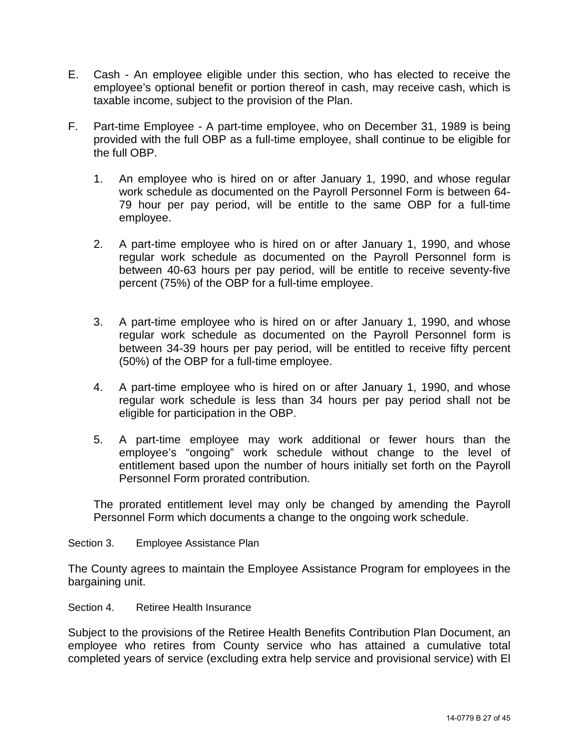E. Cash - An employee eligible under this section, who has elected to receive the employee's optional benefit or portion thereof in cash, may receive cash, which is taxable income, subject to the provision of the Plan.

F. Part-time Employee - A part-time employee, who on December 31, 1989 is being provided with the full OBP as a full-time employee, shall continue to be eligible for the full OBP.

   1. An employee who is hired on or after January 1, 1990, and whose regular work schedule as documented on the Payroll Personnel Form is between 64-79 hour per pay period, will be entitle to the same OBP for a full-time employee.

   2. A part-time employee who is hired on or after January 1, 1990, and whose regular work schedule as documented on the Payroll Personnel form is between 40-63 hours per pay period, will be entitle to receive seventy-five percent (75%) of the OBP for a full-time employee.

   3. A part-time employee who is hired on or after January 1, 1990, and whose regular work schedule as documented on the Payroll Personnel form is between 34-39 hours per pay period, will be entitled to receive fifty percent (50%) of the OBP for a full-time employee.

   4. A part-time employee who is hired on or after January 1, 1990, and whose regular work schedule is less than 34 hours per pay period shall not be eligible for participation in the OBP.

   5. A part-time employee may work additional or fewer hours than the employee's "ongoing" work schedule without change to the level of entitlement based upon the number of hours initially set forth on the Payroll Personnel Form prorated contribution.

   The prorated entitlement level may only be changed by amending the Payroll Personnel Form which documents a change to the ongoing work schedule.

Section 3. Employee Assistance Plan

The County agrees to maintain the Employee Assistance Program for employees in the bargaining unit.

Section 4. Retiree Health Insurance

Subject to the provisions of the Retiree Health Benefits Contribution Plan Document, an employee who retires from County service who has attained a cumulative total completed years of service (excluding extra help service and provisional service) with El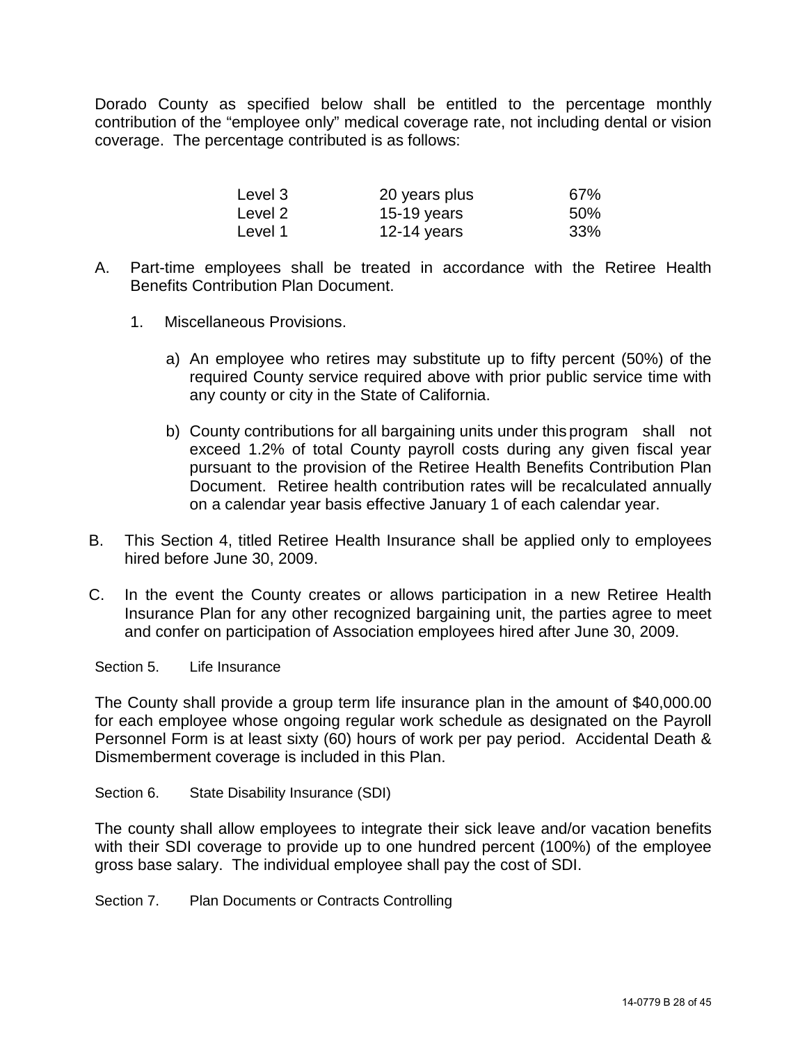Dorado County as specified below shall be entitled to the percentage monthly contribution of the "employee only" medical coverage rate, not including dental or vision coverage. The percentage contributed is as follows:

| | | |
|---|---|---|
| Level 3 | 20 years plus | 67% |
| Level 2 | 15-19 years | 50% |
| Level 1 | 12-14 years | 33% |

A. Part-time employees shall be treated in accordance with the Retiree Health Benefits Contribution Plan Document.

   1. Miscellaneous Provisions.

      a) An employee who retires may substitute up to fifty percent (50%) of the required County service required above with prior public service time with any county or city in the State of California.

      b) County contributions for all bargaining units under this program shall not exceed 1.2% of total County payroll costs during any given fiscal year pursuant to the provision of the Retiree Health Benefits Contribution Plan Document. Retiree health contribution rates will be recalculated annually on a calendar year basis effective January 1 of each calendar year.

B. This Section 4, titled Retiree Health Insurance shall be applied only to employees hired before June 30, 2009.

C. In the event the County creates or allows participation in a new Retiree Health Insurance Plan for any other recognized bargaining unit, the parties agree to meet and confer on participation of Association employees hired after June 30, 2009.

Section 5. Life Insurance

The County shall provide a group term life insurance plan in the amount of $40,000.00 for each employee whose ongoing regular work schedule as designated on the Payroll Personnel Form is at least sixty (60) hours of work per pay period. Accidental Death & Dismemberment coverage is included in this Plan.

Section 6. State Disability Insurance (SDI)

The county shall allow employees to integrate their sick leave and/or vacation benefits with their SDI coverage to provide up to one hundred percent (100%) of the employee gross base salary. The individual employee shall pay the cost of SDI.

Section 7. Plan Documents or Contracts Controlling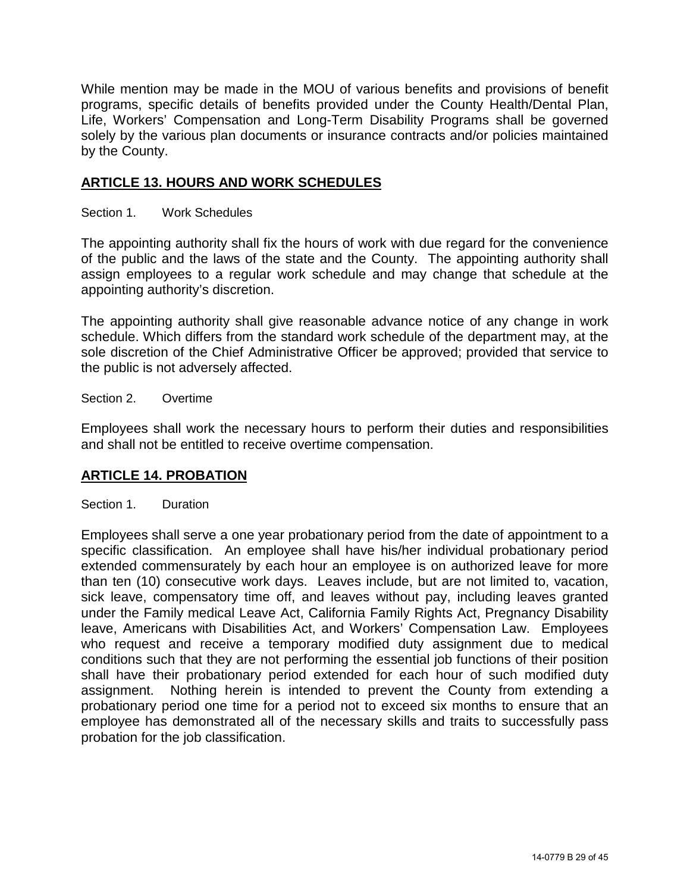While mention may be made in the MOU of various benefits and provisions of benefit programs, specific details of benefits provided under the County Health/Dental Plan, Life, Workers' Compensation and Long-Term Disability Programs shall be governed solely by the various plan documents or insurance contracts and/or policies maintained by the County.

## ARTICLE 13. HOURS AND WORK SCHEDULES

Section 1. Work Schedules

The appointing authority shall fix the hours of work with due regard for the convenience of the public and the laws of the state and the County. The appointing authority shall assign employees to a regular work schedule and may change that schedule at the appointing authority's discretion.

The appointing authority shall give reasonable advance notice of any change in work schedule. Which differs from the standard work schedule of the department may, at the sole discretion of the Chief Administrative Officer be approved; provided that service to the public is not adversely affected.

Section 2. Overtime

Employees shall work the necessary hours to perform their duties and responsibilities and shall not be entitled to receive overtime compensation.

## ARTICLE 14. PROBATION

Section 1. Duration

Employees shall serve a one year probationary period from the date of appointment to a specific classification. An employee shall have his/her individual probationary period extended commensurately by each hour an employee is on authorized leave for more than ten (10) consecutive work days. Leaves include, but are not limited to, vacation, sick leave, compensatory time off, and leaves without pay, including leaves granted under the Family medical Leave Act, California Family Rights Act, Pregnancy Disability leave, Americans with Disabilities Act, and Workers' Compensation Law. Employees who request and receive a temporary modified duty assignment due to medical conditions such that they are not performing the essential job functions of their position shall have their probationary period extended for each hour of such modified duty assignment. Nothing herein is intended to prevent the County from extending a probationary period one time for a period not to exceed six months to ensure that an employee has demonstrated all of the necessary skills and traits to successfully pass probation for the job classification.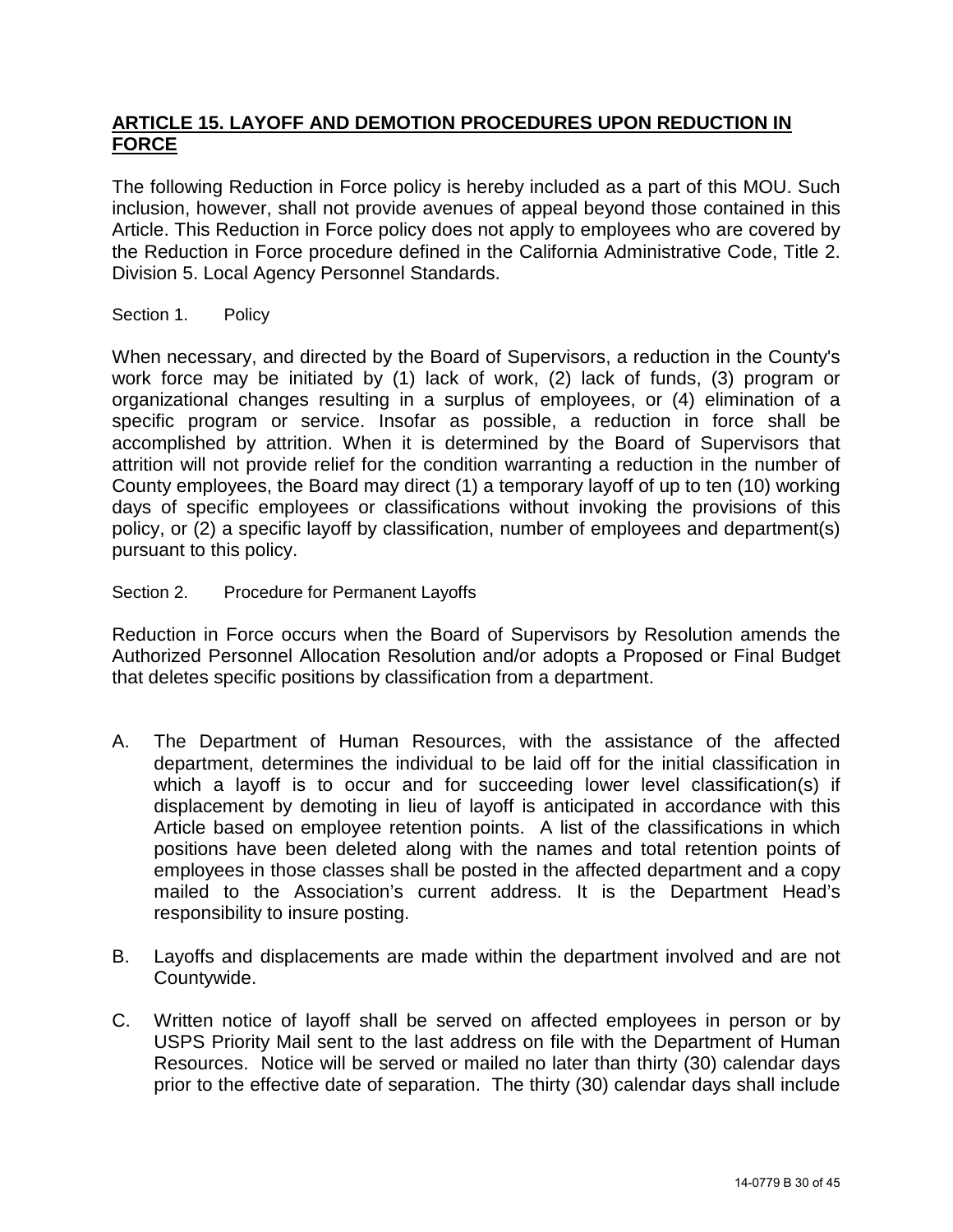## ARTICLE 15. LAYOFF AND DEMOTION PROCEDURES UPON REDUCTION IN FORCE

The following Reduction in Force policy is hereby included as a part of this MOU. Such inclusion, however, shall not provide avenues of appeal beyond those contained in this Article. This Reduction in Force policy does not apply to employees who are covered by the Reduction in Force procedure defined in the California Administrative Code, Title 2. Division 5. Local Agency Personnel Standards.

Section 1. Policy

When necessary, and directed by the Board of Supervisors, a reduction in the County's work force may be initiated by (1) lack of work, (2) lack of funds, (3) program or organizational changes resulting in a surplus of employees, or (4) elimination of a specific program or service. Insofar as possible, a reduction in force shall be accomplished by attrition. When it is determined by the Board of Supervisors that attrition will not provide relief for the condition warranting a reduction in the number of County employees, the Board may direct (1) a temporary layoff of up to ten (10) working days of specific employees or classifications without invoking the provisions of this policy, or (2) a specific layoff by classification, number of employees and department(s) pursuant to this policy.

Section 2. Procedure for Permanent Layoffs

Reduction in Force occurs when the Board of Supervisors by Resolution amends the Authorized Personnel Allocation Resolution and/or adopts a Proposed or Final Budget that deletes specific positions by classification from a department.

A. The Department of Human Resources, with the assistance of the affected department, determines the individual to be laid off for the initial classification in which a layoff is to occur and for succeeding lower level classification(s) if displacement by demoting in lieu of layoff is anticipated in accordance with this Article based on employee retention points. A list of the classifications in which positions have been deleted along with the names and total retention points of employees in those classes shall be posted in the affected department and a copy mailed to the Association's current address. It is the Department Head's responsibility to insure posting.

B. Layoffs and displacements are made within the department involved and are not Countywide.

C. Written notice of layoff shall be served on affected employees in person or by USPS Priority Mail sent to the last address on file with the Department of Human Resources. Notice will be served or mailed no later than thirty (30) calendar days prior to the effective date of separation. The thirty (30) calendar days shall include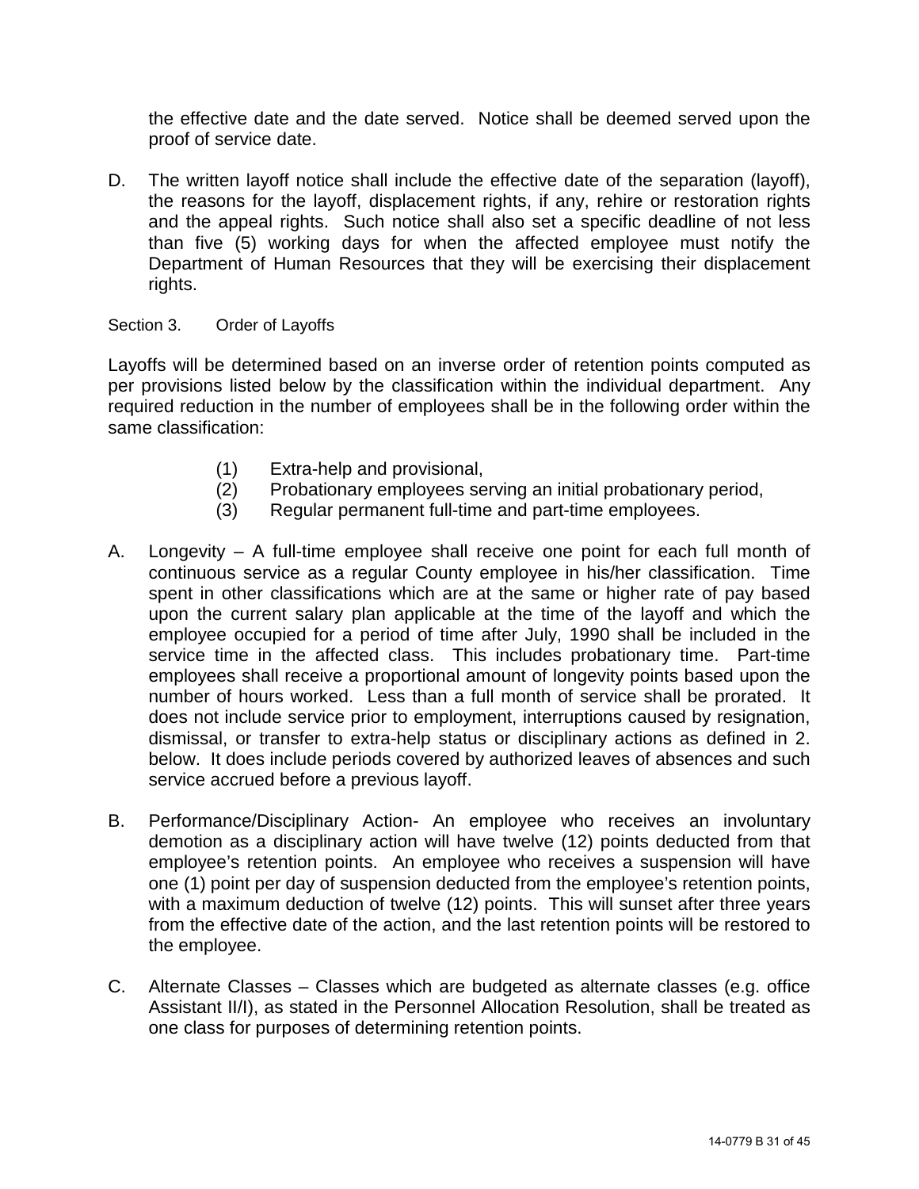the effective date and the date served. Notice shall be deemed served upon the proof of service date.

D. The written layoff notice shall include the effective date of the separation (layoff), the reasons for the layoff, displacement rights, if any, rehire or restoration rights and the appeal rights. Such notice shall also set a specific deadline of not less than five (5) working days for when the affected employee must notify the Department of Human Resources that they will be exercising their displacement rights.

Section 3. Order of Layoffs

Layoffs will be determined based on an inverse order of retention points computed as per provisions listed below by the classification within the individual department. Any required reduction in the number of employees shall be in the following order within the same classification:

(1) Extra-help and provisional,
(2) Probationary employees serving an initial probationary period,
(3) Regular permanent full-time and part-time employees.

A. Longevity – A full-time employee shall receive one point for each full month of continuous service as a regular County employee in his/her classification. Time spent in other classifications which are at the same or higher rate of pay based upon the current salary plan applicable at the time of the layoff and which the employee occupied for a period of time after July, 1990 shall be included in the service time in the affected class. This includes probationary time. Part-time employees shall receive a proportional amount of longevity points based upon the number of hours worked. Less than a full month of service shall be prorated. It does not include service prior to employment, interruptions caused by resignation, dismissal, or transfer to extra-help status or disciplinary actions as defined in 2. below. It does include periods covered by authorized leaves of absences and such service accrued before a previous layoff.

B. Performance/Disciplinary Action- An employee who receives an involuntary demotion as a disciplinary action will have twelve (12) points deducted from that employee's retention points. An employee who receives a suspension will have one (1) point per day of suspension deducted from the employee's retention points, with a maximum deduction of twelve (12) points. This will sunset after three years from the effective date of the action, and the last retention points will be restored to the employee.

C. Alternate Classes – Classes which are budgeted as alternate classes (e.g. office Assistant II/I), as stated in the Personnel Allocation Resolution, shall be treated as one class for purposes of determining retention points.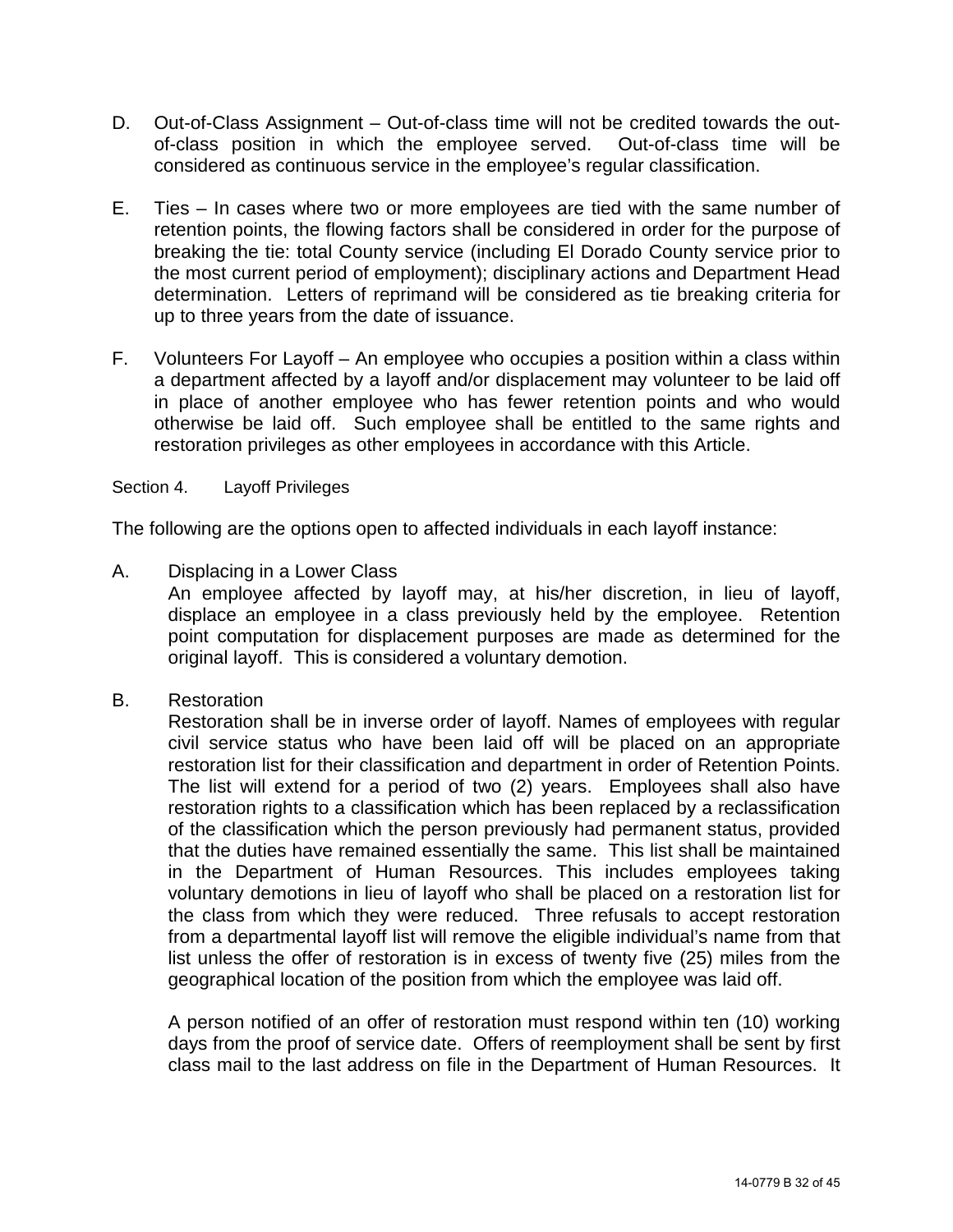D. Out-of-Class Assignment – Out-of-class time will not be credited towards the out-of-class position in which the employee served. Out-of-class time will be considered as continuous service in the employee's regular classification.

E. Ties – In cases where two or more employees are tied with the same number of retention points, the flowing factors shall be considered in order for the purpose of breaking the tie: total County service (including El Dorado County service prior to the most current period of employment); disciplinary actions and Department Head determination. Letters of reprimand will be considered as tie breaking criteria for up to three years from the date of issuance.

F. Volunteers For Layoff – An employee who occupies a position within a class within a department affected by a layoff and/or displacement may volunteer to be laid off in place of another employee who has fewer retention points and who would otherwise be laid off. Such employee shall be entitled to the same rights and restoration privileges as other employees in accordance with this Article.

Section 4. Layoff Privileges

The following are the options open to affected individuals in each layoff instance:

A. Displacing in a Lower Class

An employee affected by layoff may, at his/her discretion, in lieu of layoff, displace an employee in a class previously held by the employee. Retention point computation for displacement purposes are made as determined for the original layoff. This is considered a voluntary demotion.

B. Restoration

Restoration shall be in inverse order of layoff. Names of employees with regular civil service status who have been laid off will be placed on an appropriate restoration list for their classification and department in order of Retention Points. The list will extend for a period of two (2) years. Employees shall also have restoration rights to a classification which has been replaced by a reclassification of the classification which the person previously had permanent status, provided that the duties have remained essentially the same. This list shall be maintained in the Department of Human Resources. This includes employees taking voluntary demotions in lieu of layoff who shall be placed on a restoration list for the class from which they were reduced. Three refusals to accept restoration from a departmental layoff list will remove the eligible individual's name from that list unless the offer of restoration is in excess of twenty five (25) miles from the geographical location of the position from which the employee was laid off.

A person notified of an offer of restoration must respond within ten (10) working days from the proof of service date. Offers of reemployment shall be sent by first class mail to the last address on file in the Department of Human Resources. It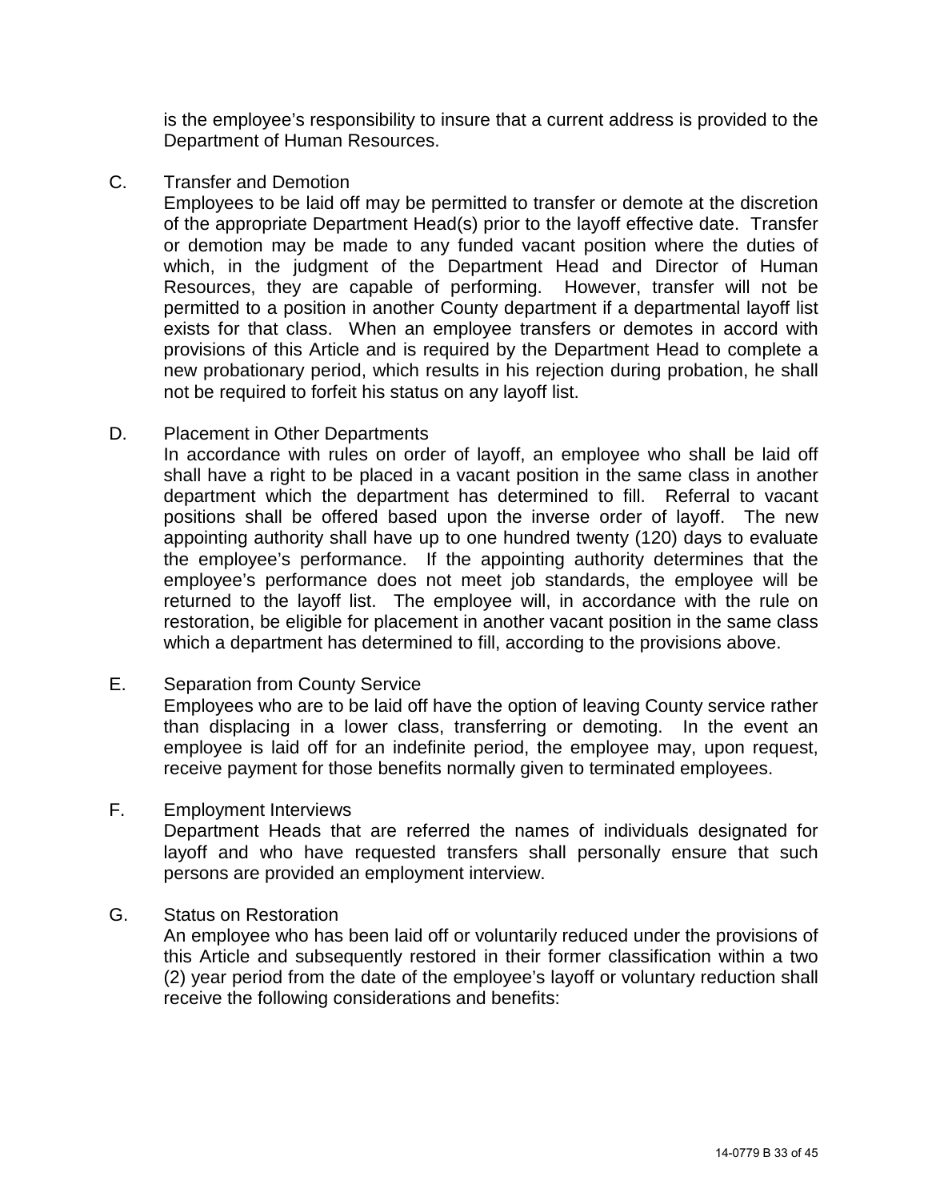is the employee's responsibility to insure that a current address is provided to the Department of Human Resources.

C. Transfer and Demotion

Employees to be laid off may be permitted to transfer or demote at the discretion of the appropriate Department Head(s) prior to the layoff effective date. Transfer or demotion may be made to any funded vacant position where the duties of which, in the judgment of the Department Head and Director of Human Resources, they are capable of performing. However, transfer will not be permitted to a position in another County department if a departmental layoff list exists for that class. When an employee transfers or demotes in accord with provisions of this Article and is required by the Department Head to complete a new probationary period, which results in his rejection during probation, he shall not be required to forfeit his status on any layoff list.

D. Placement in Other Departments

In accordance with rules on order of layoff, an employee who shall be laid off shall have a right to be placed in a vacant position in the same class in another department which the department has determined to fill. Referral to vacant positions shall be offered based upon the inverse order of layoff. The new appointing authority shall have up to one hundred twenty (120) days to evaluate the employee's performance. If the appointing authority determines that the employee's performance does not meet job standards, the employee will be returned to the layoff list. The employee will, in accordance with the rule on restoration, be eligible for placement in another vacant position in the same class which a department has determined to fill, according to the provisions above.

E. Separation from County Service

Employees who are to be laid off have the option of leaving County service rather than displacing in a lower class, transferring or demoting. In the event an employee is laid off for an indefinite period, the employee may, upon request, receive payment for those benefits normally given to terminated employees.

F. Employment Interviews

Department Heads that are referred the names of individuals designated for layoff and who have requested transfers shall personally ensure that such persons are provided an employment interview.

G. Status on Restoration

An employee who has been laid off or voluntarily reduced under the provisions of this Article and subsequently restored in their former classification within a two (2) year period from the date of the employee's layoff or voluntary reduction shall receive the following considerations and benefits: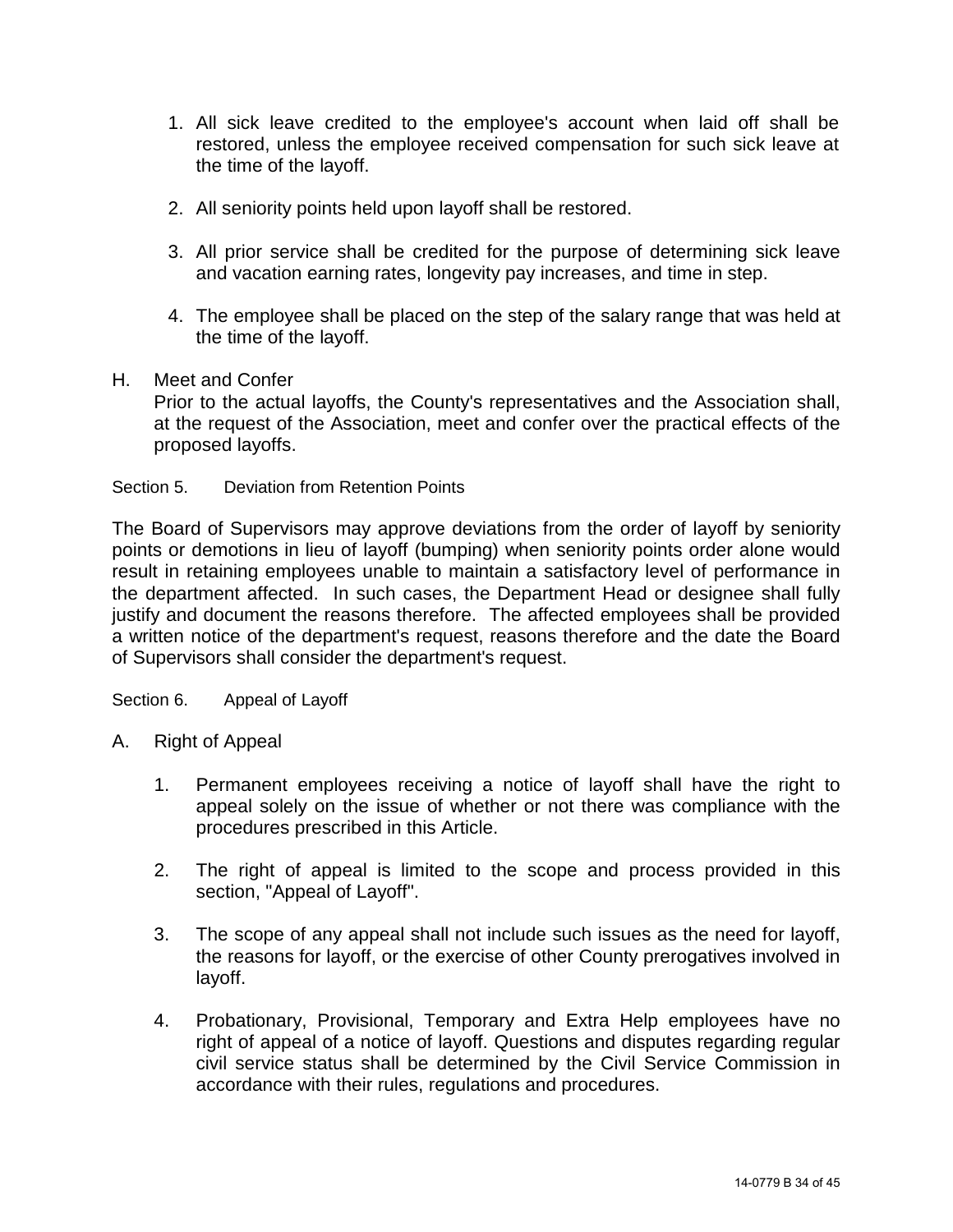1. All sick leave credited to the employee's account when laid off shall be restored, unless the employee received compensation for such sick leave at the time of the layoff.

2. All seniority points held upon layoff shall be restored.

3. All prior service shall be credited for the purpose of determining sick leave and vacation earning rates, longevity pay increases, and time in step.

4. The employee shall be placed on the step of the salary range that was held at the time of the layoff.

H. Meet and Confer

Prior to the actual layoffs, the County's representatives and the Association shall, at the request of the Association, meet and confer over the practical effects of the proposed layoffs.

Section 5. Deviation from Retention Points

The Board of Supervisors may approve deviations from the order of layoff by seniority points or demotions in lieu of layoff (bumping) when seniority points order alone would result in retaining employees unable to maintain a satisfactory level of performance in the department affected. In such cases, the Department Head or designee shall fully justify and document the reasons therefore. The affected employees shall be provided a written notice of the department's request, reasons therefore and the date the Board of Supervisors shall consider the department's request.

Section 6. Appeal of Layoff

A. Right of Appeal

1. Permanent employees receiving a notice of layoff shall have the right to appeal solely on the issue of whether or not there was compliance with the procedures prescribed in this Article.

2. The right of appeal is limited to the scope and process provided in this section, "Appeal of Layoff".

3. The scope of any appeal shall not include such issues as the need for layoff, the reasons for layoff, or the exercise of other County prerogatives involved in layoff.

4. Probationary, Provisional, Temporary and Extra Help employees have no right of appeal of a notice of layoff. Questions and disputes regarding regular civil service status shall be determined by the Civil Service Commission in accordance with their rules, regulations and procedures.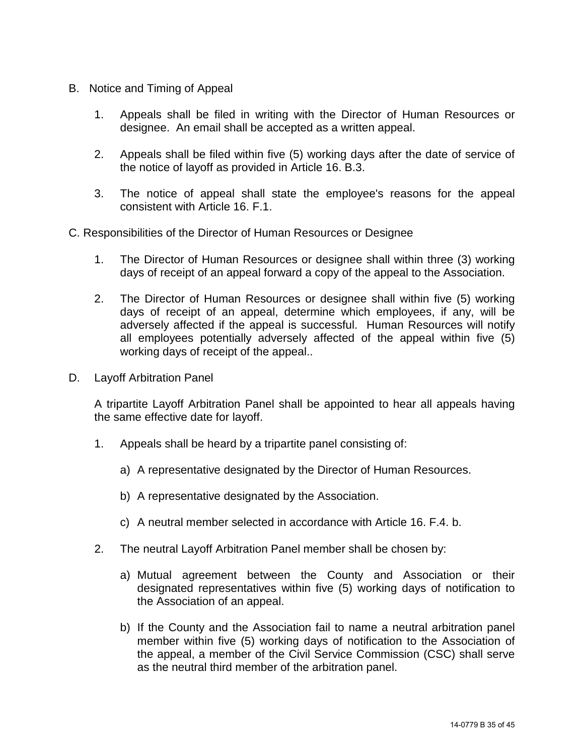B. Notice and Timing of Appeal

1. Appeals shall be filed in writing with the Director of Human Resources or designee. An email shall be accepted as a written appeal.

2. Appeals shall be filed within five (5) working days after the date of service of the notice of layoff as provided in Article 16. B.3.

3. The notice of appeal shall state the employee's reasons for the appeal consistent with Article 16. F.1.

C. Responsibilities of the Director of Human Resources or Designee

1. The Director of Human Resources or designee shall within three (3) working days of receipt of an appeal forward a copy of the appeal to the Association.

2. The Director of Human Resources or designee shall within five (5) working days of receipt of an appeal, determine which employees, if any, will be adversely affected if the appeal is successful. Human Resources will notify all employees potentially adversely affected of the appeal within five (5) working days of receipt of the appeal..

D. Layoff Arbitration Panel

A tripartite Layoff Arbitration Panel shall be appointed to hear all appeals having the same effective date for layoff.

1. Appeals shall be heard by a tripartite panel consisting of:

   a) A representative designated by the Director of Human Resources.

   b) A representative designated by the Association.

   c) A neutral member selected in accordance with Article 16. F.4. b.

2. The neutral Layoff Arbitration Panel member shall be chosen by:

   a) Mutual agreement between the County and Association or their designated representatives within five (5) working days of notification to the Association of an appeal.

   b) If the County and the Association fail to name a neutral arbitration panel member within five (5) working days of notification to the Association of the appeal, a member of the Civil Service Commission (CSC) shall serve as the neutral third member of the arbitration panel.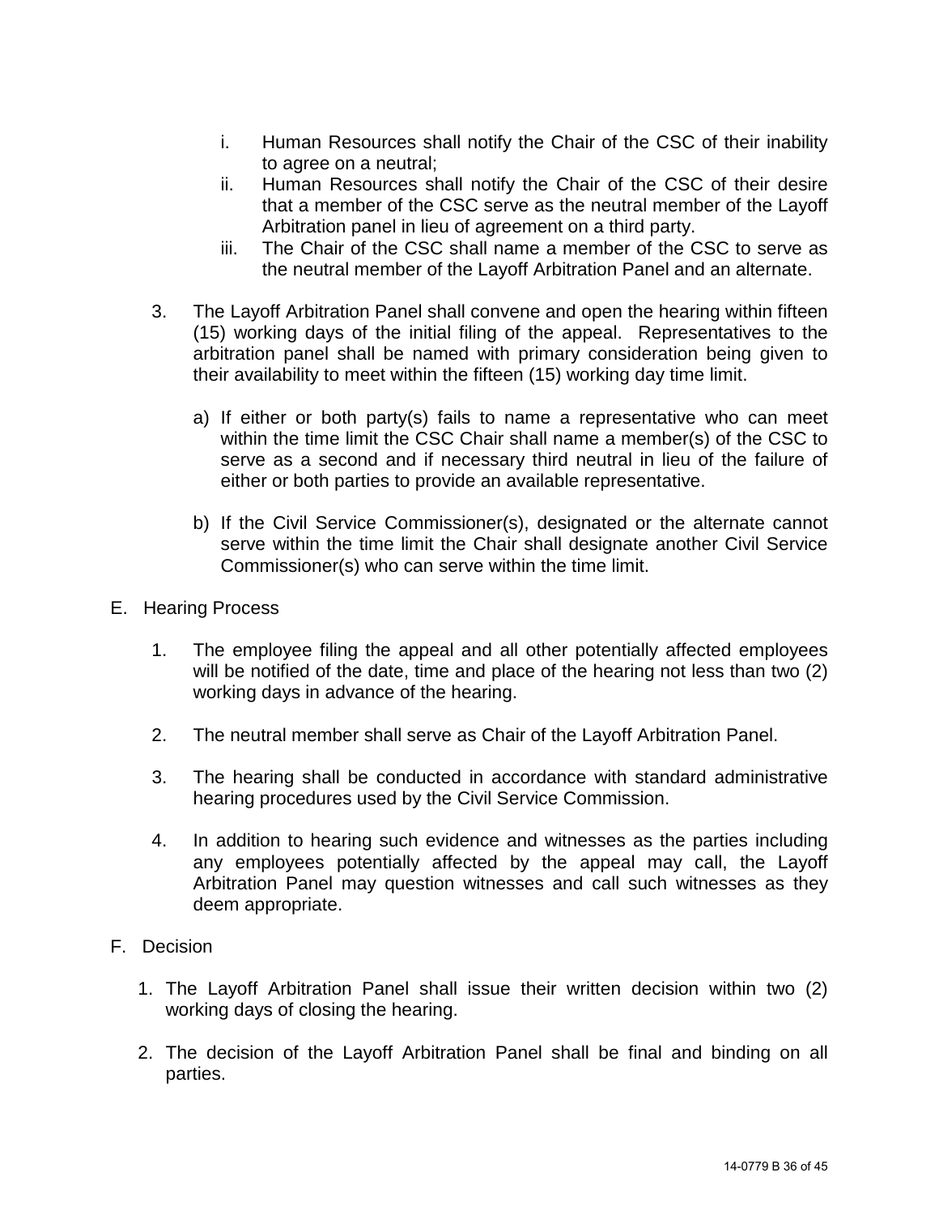i. Human Resources shall notify the Chair of the CSC of their inability to agree on a neutral;
ii. Human Resources shall notify the Chair of the CSC of their desire that a member of the CSC serve as the neutral member of the Layoff Arbitration panel in lieu of agreement on a third party.
iii. The Chair of the CSC shall name a member of the CSC to serve as the neutral member of the Layoff Arbitration Panel and an alternate.

3. The Layoff Arbitration Panel shall convene and open the hearing within fifteen (15) working days of the initial filing of the appeal. Representatives to the arbitration panel shall be named with primary consideration being given to their availability to meet within the fifteen (15) working day time limit.

   a) If either or both party(s) fails to name a representative who can meet within the time limit the CSC Chair shall name a member(s) of the CSC to serve as a second and if necessary third neutral in lieu of the failure of either or both parties to provide an available representative.

   b) If the Civil Service Commissioner(s), designated or the alternate cannot serve within the time limit the Chair shall designate another Civil Service Commissioner(s) who can serve within the time limit.

E. Hearing Process

1. The employee filing the appeal and all other potentially affected employees will be notified of the date, time and place of the hearing not less than two (2) working days in advance of the hearing.

2. The neutral member shall serve as Chair of the Layoff Arbitration Panel.

3. The hearing shall be conducted in accordance with standard administrative hearing procedures used by the Civil Service Commission.

4. In addition to hearing such evidence and witnesses as the parties including any employees potentially affected by the appeal may call, the Layoff Arbitration Panel may question witnesses and call such witnesses as they deem appropriate.

F. Decision

1. The Layoff Arbitration Panel shall issue their written decision within two (2) working days of closing the hearing.

2. The decision of the Layoff Arbitration Panel shall be final and binding on all parties.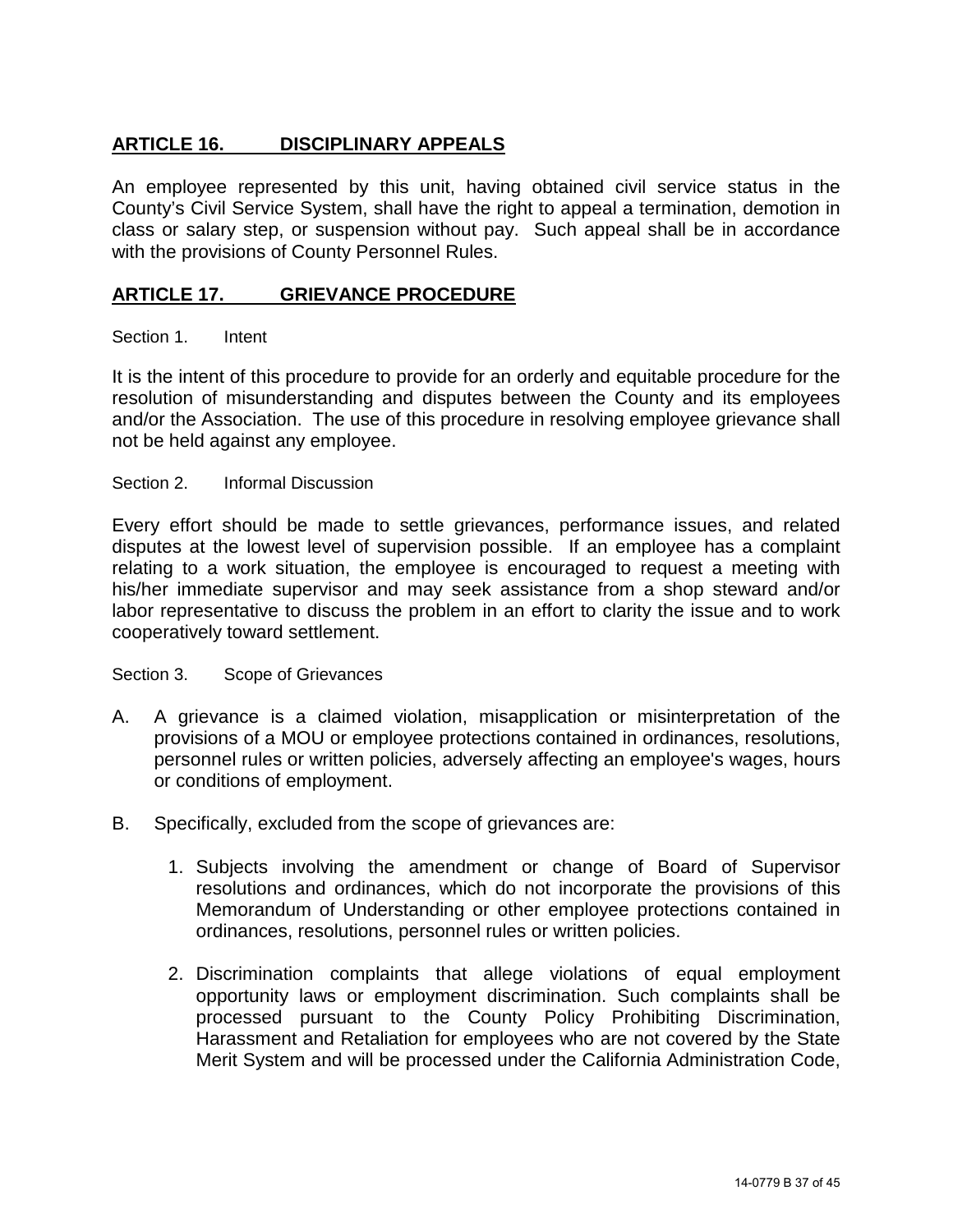## ARTICLE 16. DISCIPLINARY APPEALS

An employee represented by this unit, having obtained civil service status in the County's Civil Service System, shall have the right to appeal a termination, demotion in class or salary step, or suspension without pay. Such appeal shall be in accordance with the provisions of County Personnel Rules.

## ARTICLE 17. GRIEVANCE PROCEDURE

### Section 1. Intent

It is the intent of this procedure to provide for an orderly and equitable procedure for the resolution of misunderstanding and disputes between the County and its employees and/or the Association. The use of this procedure in resolving employee grievance shall not be held against any employee.

### Section 2. Informal Discussion

Every effort should be made to settle grievances, performance issues, and related disputes at the lowest level of supervision possible. If an employee has a complaint relating to a work situation, the employee is encouraged to request a meeting with his/her immediate supervisor and may seek assistance from a shop steward and/or labor representative to discuss the problem in an effort to clarity the issue and to work cooperatively toward settlement.

### Section 3. Scope of Grievances

A. A grievance is a claimed violation, misapplication or misinterpretation of the provisions of a MOU or employee protections contained in ordinances, resolutions, personnel rules or written policies, adversely affecting an employee's wages, hours or conditions of employment.

B. Specifically, excluded from the scope of grievances are:

1. Subjects involving the amendment or change of Board of Supervisor resolutions and ordinances, which do not incorporate the provisions of this Memorandum of Understanding or other employee protections contained in ordinances, resolutions, personnel rules or written policies.

2. Discrimination complaints that allege violations of equal employment opportunity laws or employment discrimination. Such complaints shall be processed pursuant to the County Policy Prohibiting Discrimination, Harassment and Retaliation for employees who are not covered by the State Merit System and will be processed under the California Administration Code,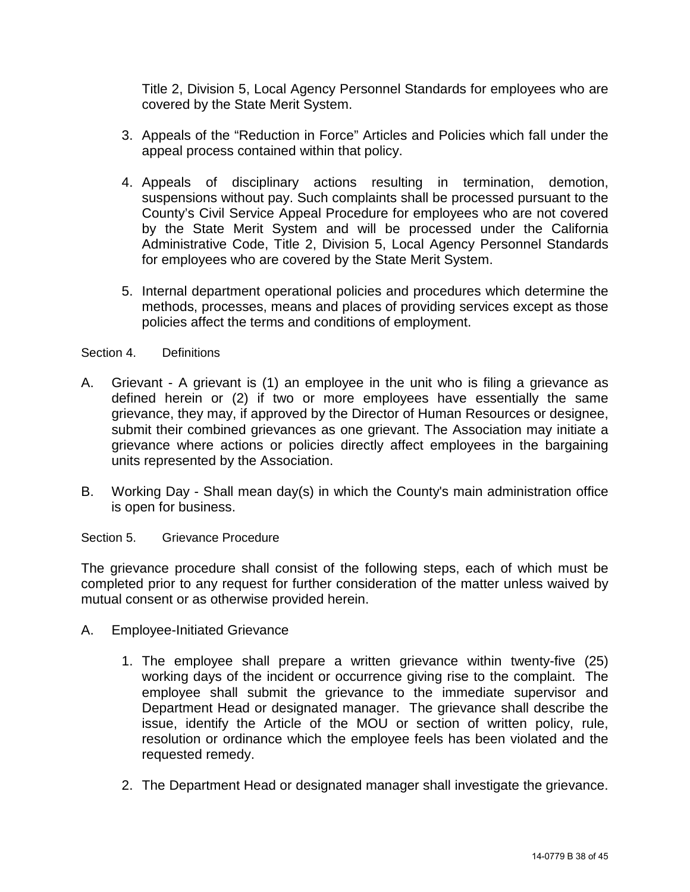Title 2, Division 5, Local Agency Personnel Standards for employees who are covered by the State Merit System.

3. Appeals of the "Reduction in Force" Articles and Policies which fall under the appeal process contained within that policy.

4. Appeals of disciplinary actions resulting in termination, demotion, suspensions without pay. Such complaints shall be processed pursuant to the County's Civil Service Appeal Procedure for employees who are not covered by the State Merit System and will be processed under the California Administrative Code, Title 2, Division 5, Local Agency Personnel Standards for employees who are covered by the State Merit System.

5. Internal department operational policies and procedures which determine the methods, processes, means and places of providing services except as those policies affect the terms and conditions of employment.

Section 4. Definitions

A. Grievant - A grievant is (1) an employee in the unit who is filing a grievance as defined herein or (2) if two or more employees have essentially the same grievance, they may, if approved by the Director of Human Resources or designee, submit their combined grievances as one grievant. The Association may initiate a grievance where actions or policies directly affect employees in the bargaining units represented by the Association.

B. Working Day - Shall mean day(s) in which the County's main administration office is open for business.

Section 5. Grievance Procedure

The grievance procedure shall consist of the following steps, each of which must be completed prior to any request for further consideration of the matter unless waived by mutual consent or as otherwise provided herein.

A. Employee-Initiated Grievance

1. The employee shall prepare a written grievance within twenty-five (25) working days of the incident or occurrence giving rise to the complaint. The employee shall submit the grievance to the immediate supervisor and Department Head or designated manager. The grievance shall describe the issue, identify the Article of the MOU or section of written policy, rule, resolution or ordinance which the employee feels has been violated and the requested remedy.

2. The Department Head or designated manager shall investigate the grievance.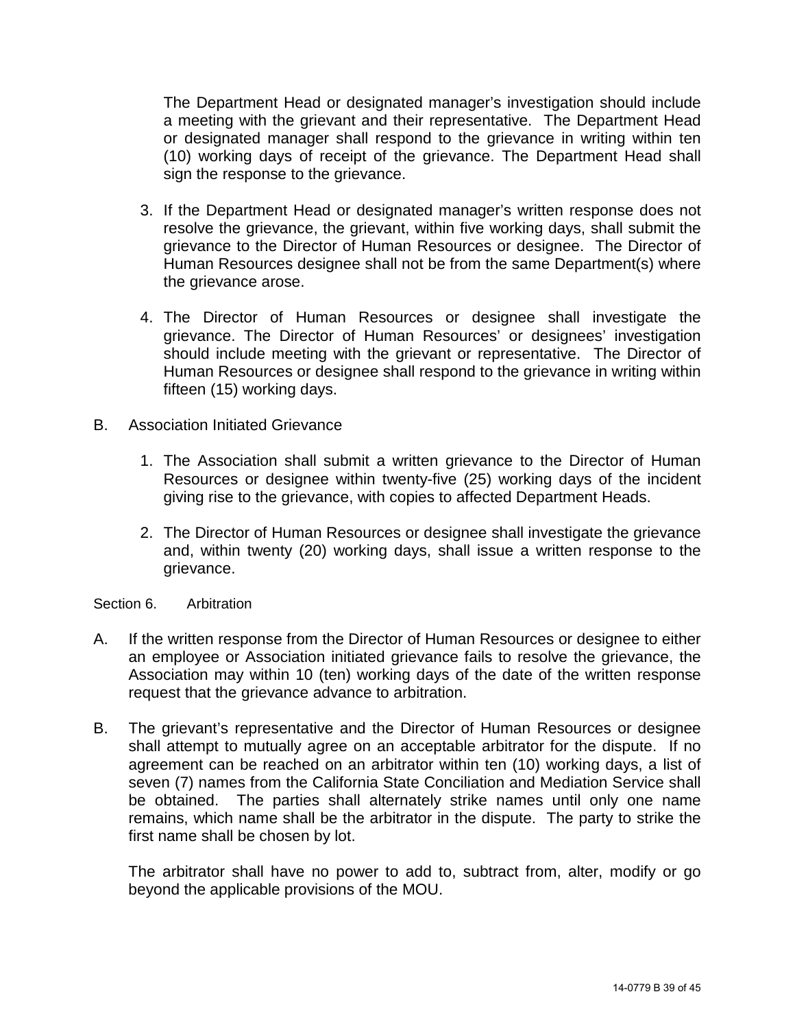The Department Head or designated manager's investigation should include a meeting with the grievant and their representative. The Department Head or designated manager shall respond to the grievance in writing within ten (10) working days of receipt of the grievance. The Department Head shall sign the response to the grievance.

3. If the Department Head or designated manager's written response does not resolve the grievance, the grievant, within five working days, shall submit the grievance to the Director of Human Resources or designee. The Director of Human Resources designee shall not be from the same Department(s) where the grievance arose.

4. The Director of Human Resources or designee shall investigate the grievance. The Director of Human Resources' or designees' investigation should include meeting with the grievant or representative. The Director of Human Resources or designee shall respond to the grievance in writing within fifteen (15) working days.

B. Association Initiated Grievance

1. The Association shall submit a written grievance to the Director of Human Resources or designee within twenty-five (25) working days of the incident giving rise to the grievance, with copies to affected Department Heads.

2. The Director of Human Resources or designee shall investigate the grievance and, within twenty (20) working days, shall issue a written response to the grievance.

Section 6. Arbitration

A. If the written response from the Director of Human Resources or designee to either an employee or Association initiated grievance fails to resolve the grievance, the Association may within 10 (ten) working days of the date of the written response request that the grievance advance to arbitration.

B. The grievant's representative and the Director of Human Resources or designee shall attempt to mutually agree on an acceptable arbitrator for the dispute. If no agreement can be reached on an arbitrator within ten (10) working days, a list of seven (7) names from the California State Conciliation and Mediation Service shall be obtained. The parties shall alternately strike names until only one name remains, which name shall be the arbitrator in the dispute. The party to strike the first name shall be chosen by lot.

The arbitrator shall have no power to add to, subtract from, alter, modify or go beyond the applicable provisions of the MOU.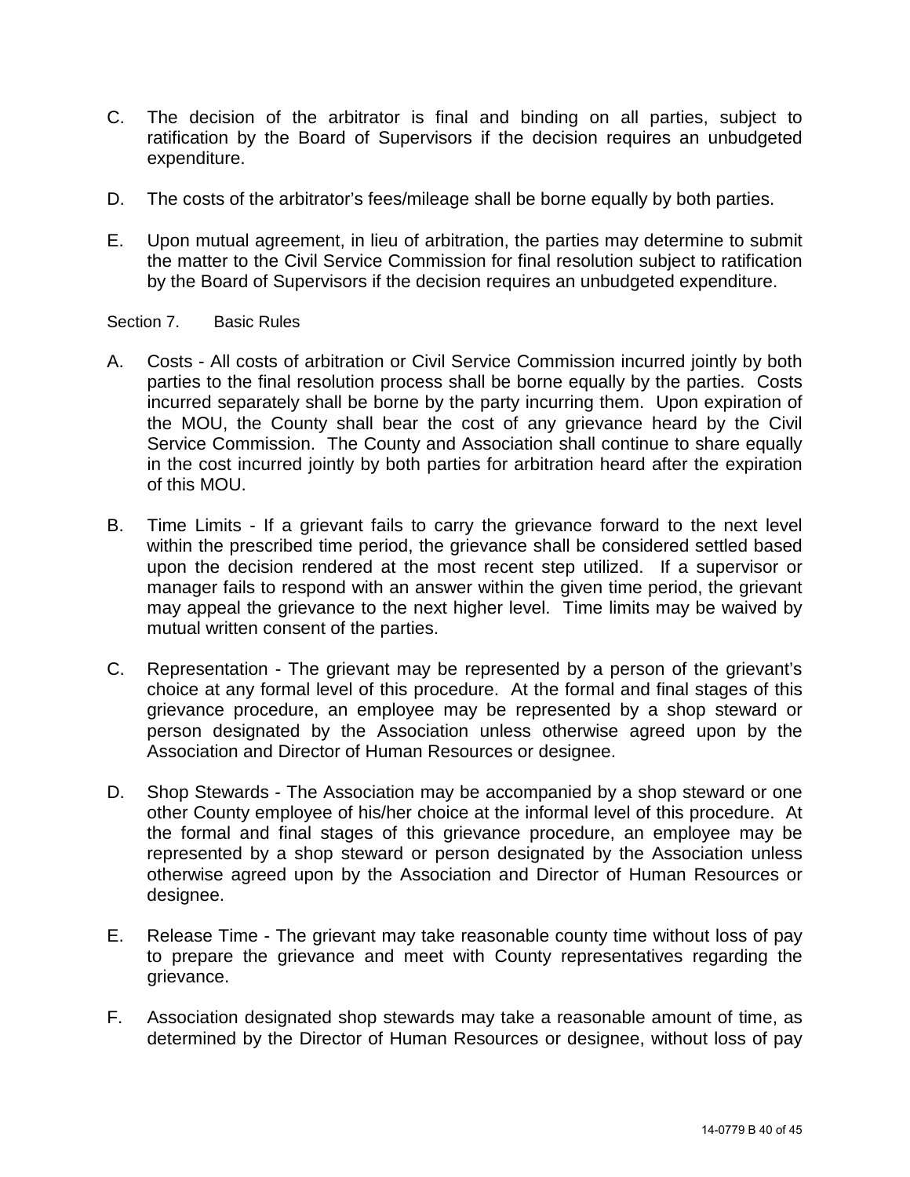C. The decision of the arbitrator is final and binding on all parties, subject to ratification by the Board of Supervisors if the decision requires an unbudgeted expenditure.

D. The costs of the arbitrator's fees/mileage shall be borne equally by both parties.

E. Upon mutual agreement, in lieu of arbitration, the parties may determine to submit the matter to the Civil Service Commission for final resolution subject to ratification by the Board of Supervisors if the decision requires an unbudgeted expenditure.

Section 7. Basic Rules

A. Costs - All costs of arbitration or Civil Service Commission incurred jointly by both parties to the final resolution process shall be borne equally by the parties. Costs incurred separately shall be borne by the party incurring them. Upon expiration of the MOU, the County shall bear the cost of any grievance heard by the Civil Service Commission. The County and Association shall continue to share equally in the cost incurred jointly by both parties for arbitration heard after the expiration of this MOU.

B. Time Limits - If a grievant fails to carry the grievance forward to the next level within the prescribed time period, the grievance shall be considered settled based upon the decision rendered at the most recent step utilized. If a supervisor or manager fails to respond with an answer within the given time period, the grievant may appeal the grievance to the next higher level. Time limits may be waived by mutual written consent of the parties.

C. Representation - The grievant may be represented by a person of the grievant's choice at any formal level of this procedure. At the formal and final stages of this grievance procedure, an employee may be represented by a shop steward or person designated by the Association unless otherwise agreed upon by the Association and Director of Human Resources or designee.

D. Shop Stewards - The Association may be accompanied by a shop steward or one other County employee of his/her choice at the informal level of this procedure. At the formal and final stages of this grievance procedure, an employee may be represented by a shop steward or person designated by the Association unless otherwise agreed upon by the Association and Director of Human Resources or designee.

E. Release Time - The grievant may take reasonable county time without loss of pay to prepare the grievance and meet with County representatives regarding the grievance.

F. Association designated shop stewards may take a reasonable amount of time, as determined by the Director of Human Resources or designee, without loss of pay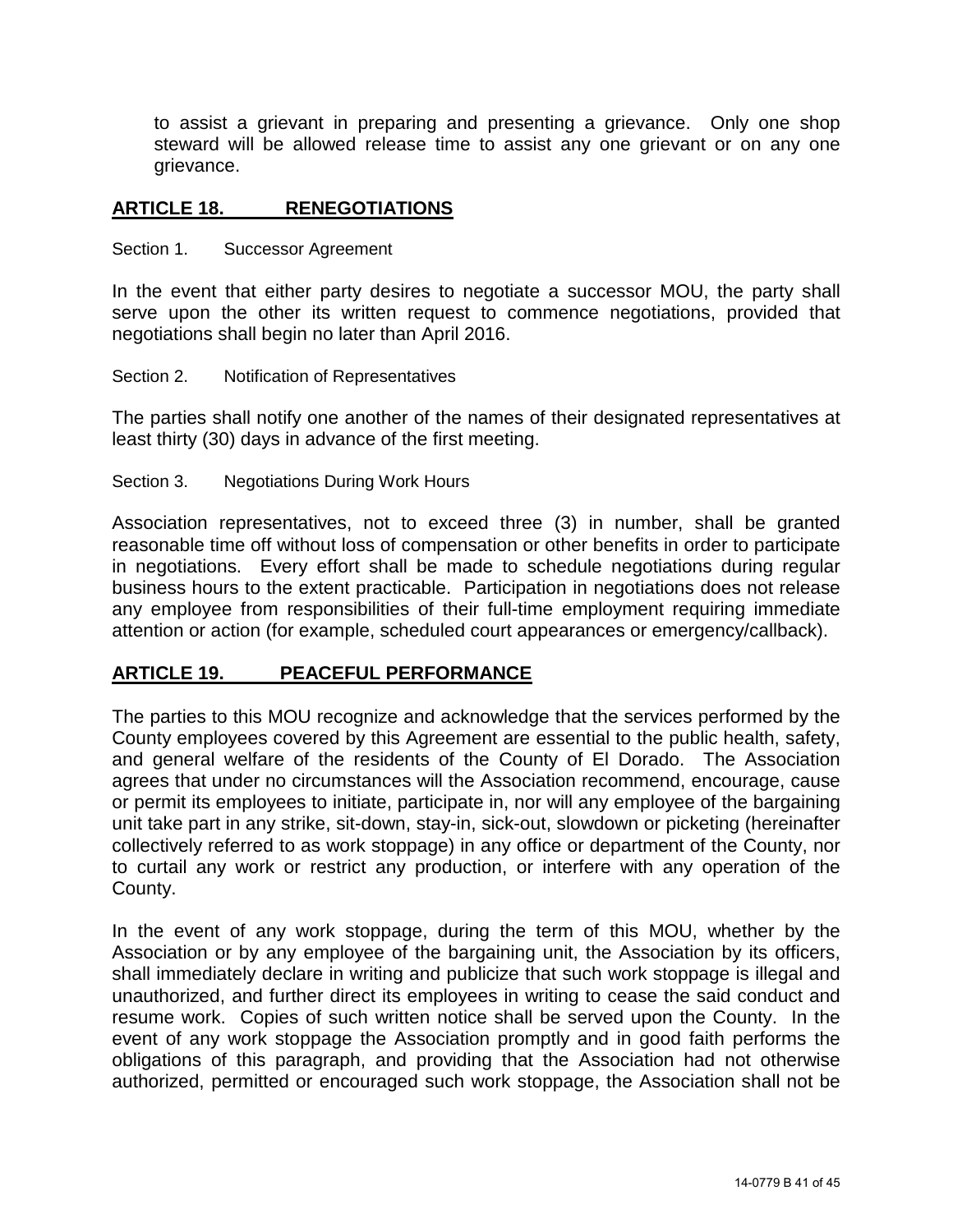to assist a grievant in preparing and presenting a grievance. Only one shop steward will be allowed release time to assist any one grievant or on any one grievance.

## ARTICLE 18. RENEGOTIATIONS

Section 1. Successor Agreement

In the event that either party desires to negotiate a successor MOU, the party shall serve upon the other its written request to commence negotiations, provided that negotiations shall begin no later than April 2016.

Section 2. Notification of Representatives

The parties shall notify one another of the names of their designated representatives at least thirty (30) days in advance of the first meeting.

Section 3. Negotiations During Work Hours

Association representatives, not to exceed three (3) in number, shall be granted reasonable time off without loss of compensation or other benefits in order to participate in negotiations. Every effort shall be made to schedule negotiations during regular business hours to the extent practicable. Participation in negotiations does not release any employee from responsibilities of their full-time employment requiring immediate attention or action (for example, scheduled court appearances or emergency/callback).

## ARTICLE 19. PEACEFUL PERFORMANCE

The parties to this MOU recognize and acknowledge that the services performed by the County employees covered by this Agreement are essential to the public health, safety, and general welfare of the residents of the County of El Dorado. The Association agrees that under no circumstances will the Association recommend, encourage, cause or permit its employees to initiate, participate in, nor will any employee of the bargaining unit take part in any strike, sit-down, stay-in, sick-out, slowdown or picketing (hereinafter collectively referred to as work stoppage) in any office or department of the County, nor to curtail any work or restrict any production, or interfere with any operation of the County.

In the event of any work stoppage, during the term of this MOU, whether by the Association or by any employee of the bargaining unit, the Association by its officers, shall immediately declare in writing and publicize that such work stoppage is illegal and unauthorized, and further direct its employees in writing to cease the said conduct and resume work. Copies of such written notice shall be served upon the County. In the event of any work stoppage the Association promptly and in good faith performs the obligations of this paragraph, and providing that the Association had not otherwise authorized, permitted or encouraged such work stoppage, the Association shall not be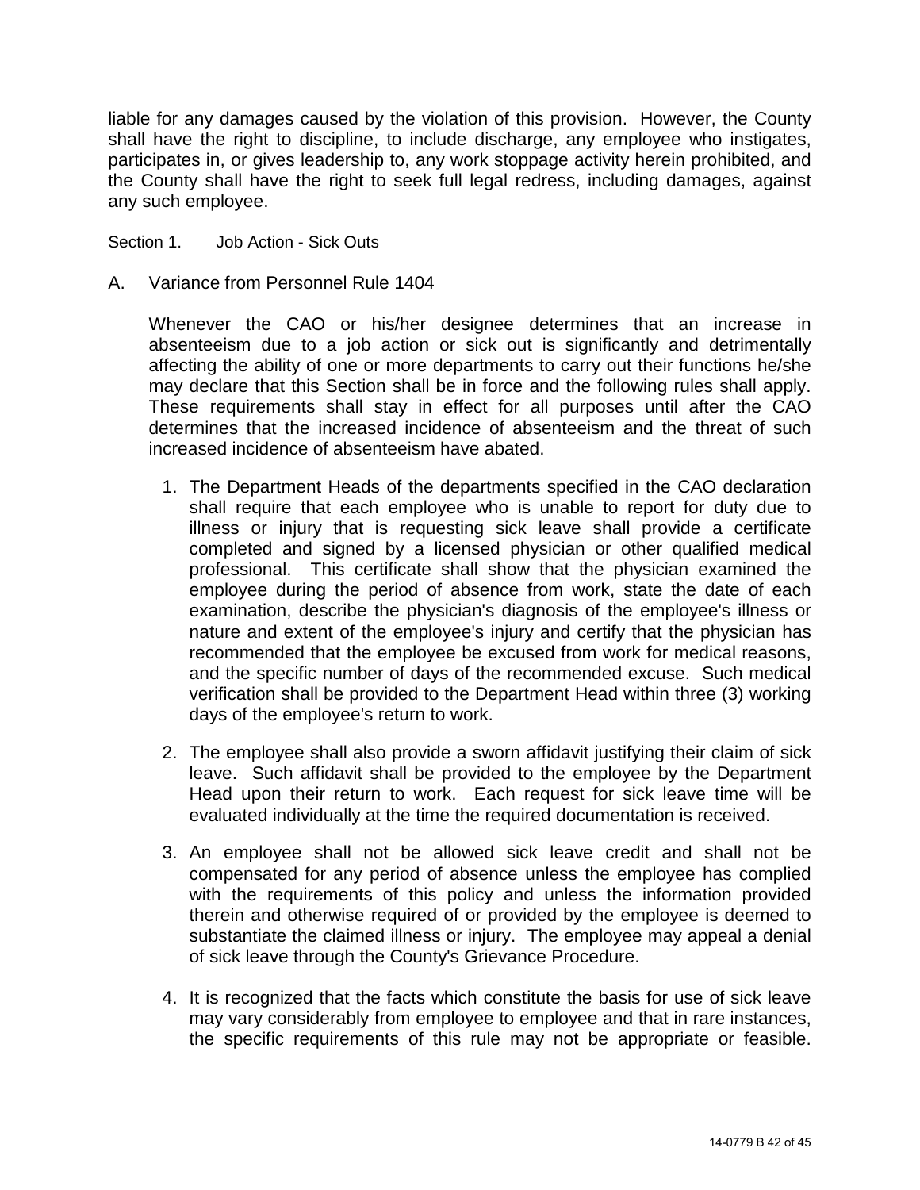liable for any damages caused by the violation of this provision. However, the County shall have the right to discipline, to include discharge, any employee who instigates, participates in, or gives leadership to, any work stoppage activity herein prohibited, and the County shall have the right to seek full legal redress, including damages, against any such employee.

Section 1. Job Action - Sick Outs

A. Variance from Personnel Rule 1404

Whenever the CAO or his/her designee determines that an increase in absenteeism due to a job action or sick out is significantly and detrimentally affecting the ability of one or more departments to carry out their functions he/she may declare that this Section shall be in force and the following rules shall apply. These requirements shall stay in effect for all purposes until after the CAO determines that the increased incidence of absenteeism and the threat of such increased incidence of absenteeism have abated.

1. The Department Heads of the departments specified in the CAO declaration shall require that each employee who is unable to report for duty due to illness or injury that is requesting sick leave shall provide a certificate completed and signed by a licensed physician or other qualified medical professional. This certificate shall show that the physician examined the employee during the period of absence from work, state the date of each examination, describe the physician's diagnosis of the employee's illness or nature and extent of the employee's injury and certify that the physician has recommended that the employee be excused from work for medical reasons, and the specific number of days of the recommended excuse. Such medical verification shall be provided to the Department Head within three (3) working days of the employee's return to work.

2. The employee shall also provide a sworn affidavit justifying their claim of sick leave. Such affidavit shall be provided to the employee by the Department Head upon their return to work. Each request for sick leave time will be evaluated individually at the time the required documentation is received.

3. An employee shall not be allowed sick leave credit and shall not be compensated for any period of absence unless the employee has complied with the requirements of this policy and unless the information provided therein and otherwise required of or provided by the employee is deemed to substantiate the claimed illness or injury. The employee may appeal a denial of sick leave through the County's Grievance Procedure.

4. It is recognized that the facts which constitute the basis for use of sick leave may vary considerably from employee to employee and that in rare instances, the specific requirements of this rule may not be appropriate or feasible.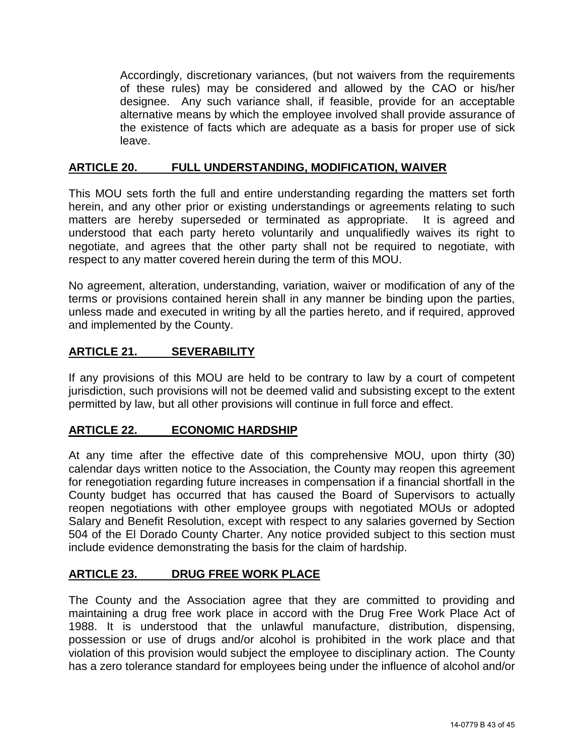Accordingly, discretionary variances, (but not waivers from the requirements of these rules) may be considered and allowed by the CAO or his/her designee. Any such variance shall, if feasible, provide for an acceptable alternative means by which the employee involved shall provide assurance of the existence of facts which are adequate as a basis for proper use of sick leave.

## ARTICLE 20. FULL UNDERSTANDING, MODIFICATION, WAIVER

This MOU sets forth the full and entire understanding regarding the matters set forth herein, and any other prior or existing understandings or agreements relating to such matters are hereby superseded or terminated as appropriate. It is agreed and understood that each party hereto voluntarily and unqualifiedly waives its right to negotiate, and agrees that the other party shall not be required to negotiate, with respect to any matter covered herein during the term of this MOU.

No agreement, alteration, understanding, variation, waiver or modification of any of the terms or provisions contained herein shall in any manner be binding upon the parties, unless made and executed in writing by all the parties hereto, and if required, approved and implemented by the County.

## ARTICLE 21. SEVERABILITY

If any provisions of this MOU are held to be contrary to law by a court of competent jurisdiction, such provisions will not be deemed valid and subsisting except to the extent permitted by law, but all other provisions will continue in full force and effect.

## ARTICLE 22. ECONOMIC HARDSHIP

At any time after the effective date of this comprehensive MOU, upon thirty (30) calendar days written notice to the Association, the County may reopen this agreement for renegotiation regarding future increases in compensation if a financial shortfall in the County budget has occurred that has caused the Board of Supervisors to actually reopen negotiations with other employee groups with negotiated MOUs or adopted Salary and Benefit Resolution, except with respect to any salaries governed by Section 504 of the El Dorado County Charter. Any notice provided subject to this section must include evidence demonstrating the basis for the claim of hardship.

## ARTICLE 23. DRUG FREE WORK PLACE

The County and the Association agree that they are committed to providing and maintaining a drug free work place in accord with the Drug Free Work Place Act of 1988. It is understood that the unlawful manufacture, distribution, dispensing, possession or use of drugs and/or alcohol is prohibited in the work place and that violation of this provision would subject the employee to disciplinary action. The County has a zero tolerance standard for employees being under the influence of alcohol and/or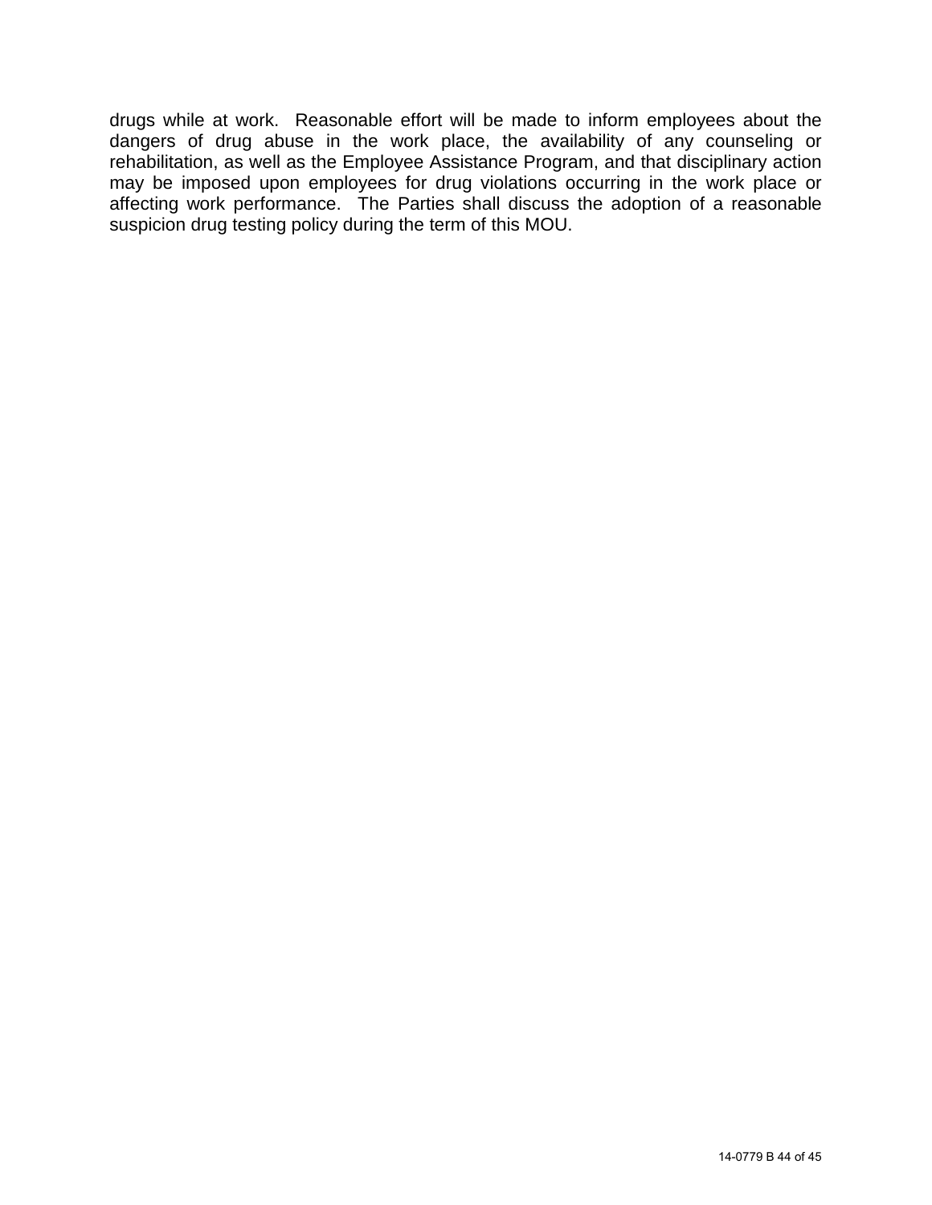drugs while at work. Reasonable effort will be made to inform employees about the dangers of drug abuse in the work place, the availability of any counseling or rehabilitation, as well as the Employee Assistance Program, and that disciplinary action may be imposed upon employees for drug violations occurring in the work place or affecting work performance. The Parties shall discuss the adoption of a reasonable suspicion drug testing policy during the term of this MOU.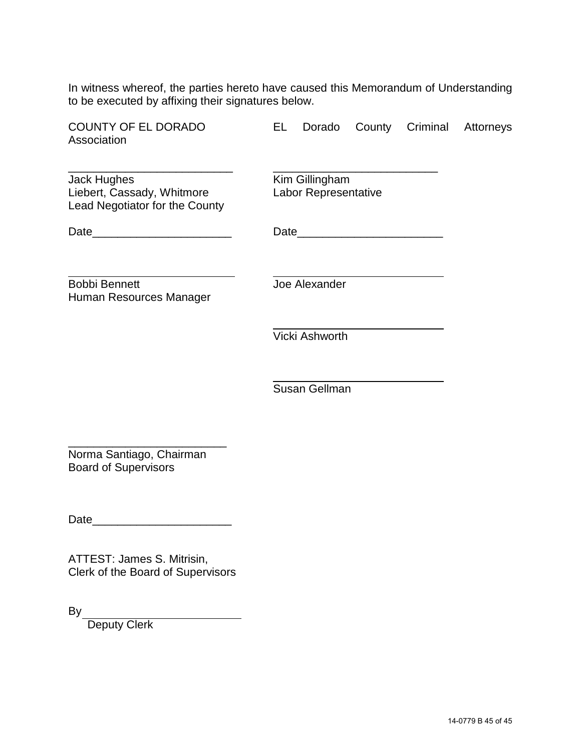In witness whereof, the parties hereto have caused this Memorandum of Understanding to be executed by affixing their signatures below.

COUNTY OF EL DORADO

EL Dorado County Criminal Attorneys Association

___________________________
Jack Hughes
Liebert, Cassady, Whitmore
Lead Negotiator for the County

Date_______________________

___________________________
Kim Gillingham
Labor Representative

Date_______________________

___________________________
Bobbi Bennett
Human Resources Manager

___________________________
Joe Alexander

___________________________
Vicki Ashworth

___________________________
Susan Gellman

___________________________
Norma Santiago, Chairman
Board of Supervisors

Date_______________________

ATTEST: James S. Mitrisin,
Clerk of the Board of Supervisors

By___________________________
Deputy Clerk